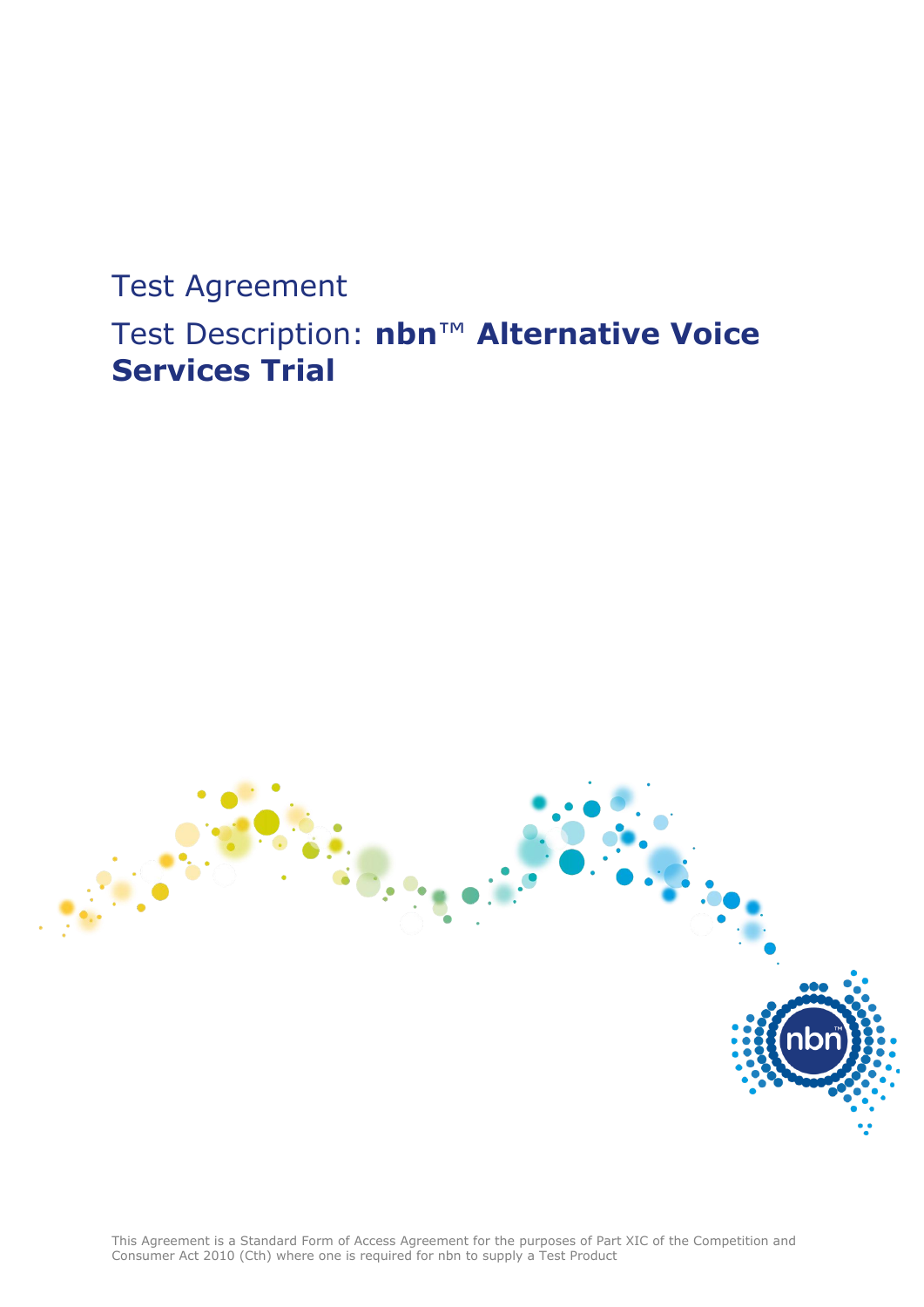# Test Agreement

## Test Description: **nbn™ Alternative Voice Services Trial**

This Agreement is a Standard Form of Access Agreement for the purposes of Part XIC of the Competition and Consumer Act 2010 (Cth) where one is required for nbn to supply a Test Product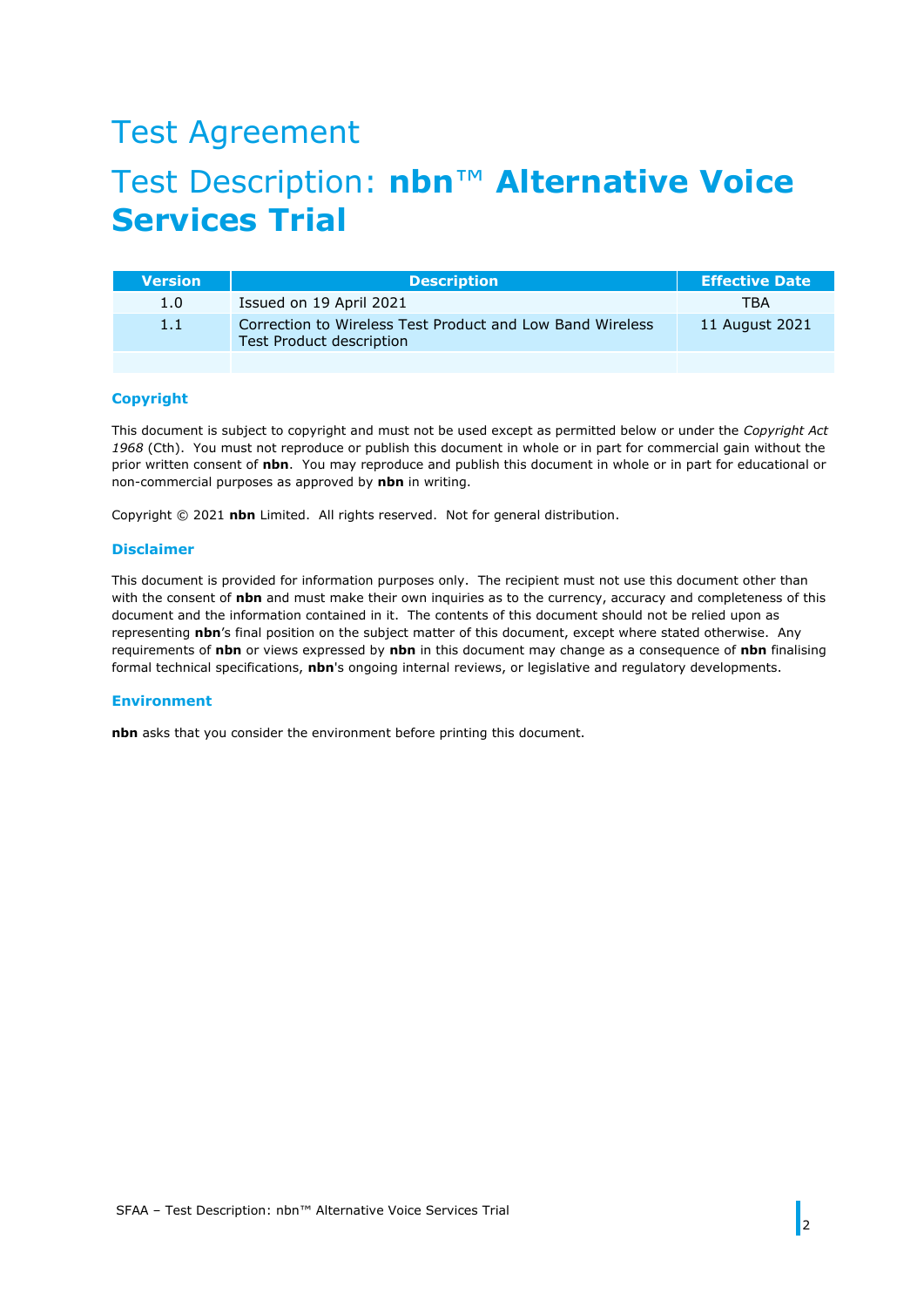# Test Agreement

# Test Description: **nbn™ Alternative Voice Services Trial**

| Version | Description | Effective Date |
|---|---|---|
| 1.0 | Issued on 19 April 2021 | TBA |
| 1.1 | Correction to Wireless Test Product and Low Band Wireless Test Product description | 11 August 2021 |
| | | |

### Copyright

This document is subject to copyright and must not be used except as permitted below or under the *Copyright Act 1968* (Cth). You must not reproduce or publish this document in whole or in part for commercial gain without the prior written consent of **nbn**. You may reproduce and publish this document in whole or in part for educational or non-commercial purposes as approved by **nbn** in writing.

Copyright © 2021 **nbn** Limited. All rights reserved. Not for general distribution.

### Disclaimer

This document is provided for information purposes only. The recipient must not use this document other than with the consent of **nbn** and must make their own inquiries as to the currency, accuracy and completeness of this document and the information contained in it. The contents of this document should not be relied upon as representing **nbn**'s final position on the subject matter of this document, except where stated otherwise. Any requirements of **nbn** or views expressed by **nbn** in this document may change as a consequence of **nbn** finalising formal technical specifications, **nbn**'s ongoing internal reviews, or legislative and regulatory developments.

### Environment

**nbn** asks that you consider the environment before printing this document.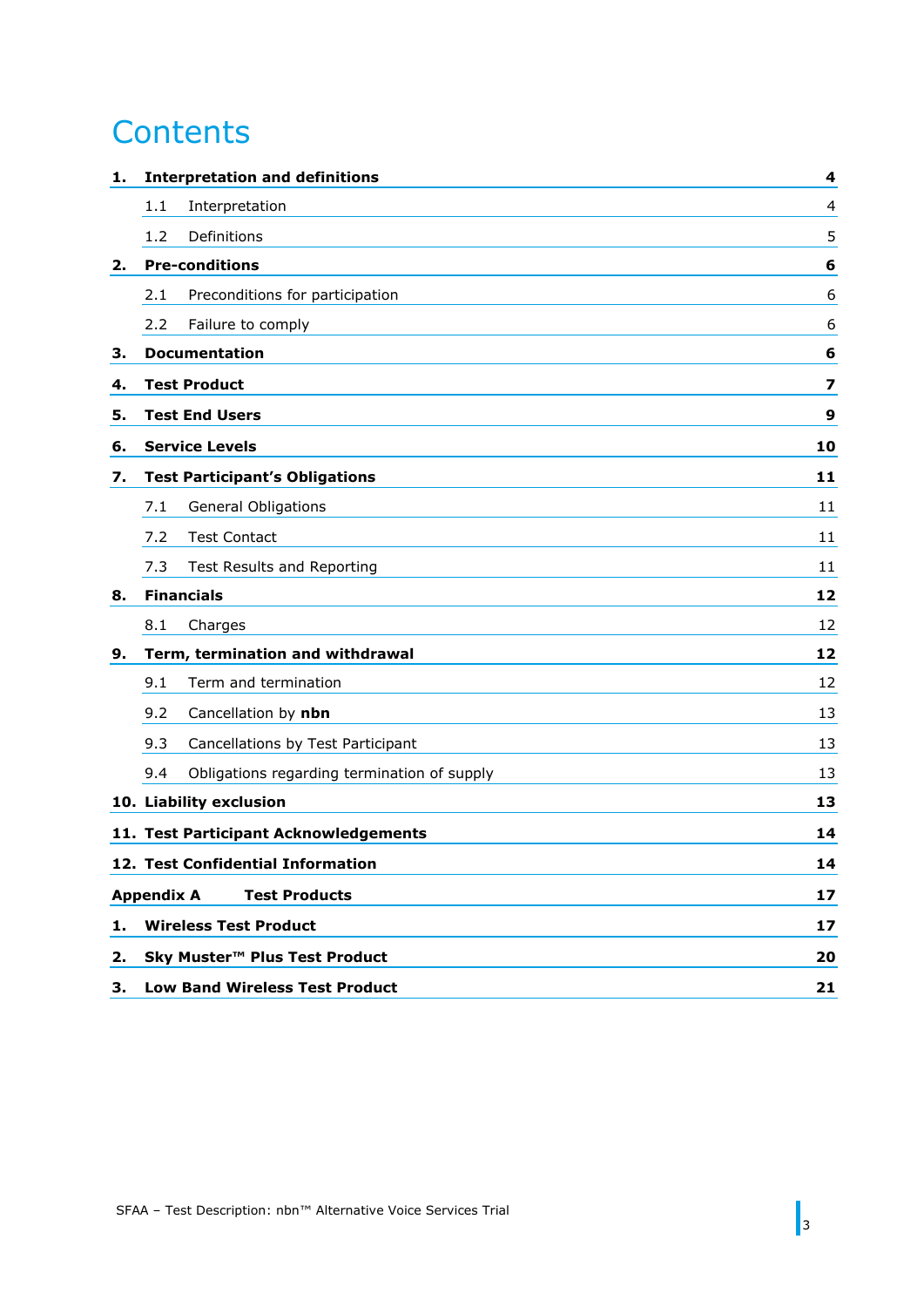# Contents

| | | |
|---|---|---|
| **1.** | **Interpretation and definitions** | **4** |
| 1.1 | Interpretation | 4 |
| 1.2 | Definitions | 5 |
| **2.** | **Pre-conditions** | **6** |
| 2.1 | Preconditions for participation | 6 |
| 2.2 | Failure to comply | 6 |
| **3.** | **Documentation** | **6** |
| **4.** | **Test Product** | **7** |
| **5.** | **Test End Users** | **9** |
| **6.** | **Service Levels** | **10** |
| **7.** | **Test Participant's Obligations** | **11** |
| 7.1 | General Obligations | 11 |
| 7.2 | Test Contact | 11 |
| 7.3 | Test Results and Reporting | 11 |
| **8.** | **Financials** | **12** |
| 8.1 | Charges | 12 |
| **9.** | **Term, termination and withdrawal** | **12** |
| 9.1 | Term and termination | 12 |
| 9.2 | Cancellation by **nbn** | 13 |
| 9.3 | Cancellations by Test Participant | 13 |
| 9.4 | Obligations regarding termination of supply | 13 |
| **10.** | **Liability exclusion** | **13** |
| **11.** | **Test Participant Acknowledgements** | **14** |
| **12.** | **Test Confidential Information** | **14** |
| **Appendix A** | **Test Products** | **17** |
| **1.** | **Wireless Test Product** | **17** |
| **2.** | **Sky Muster™ Plus Test Product** | **20** |
| **3.** | **Low Band Wireless Test Product** | **21** |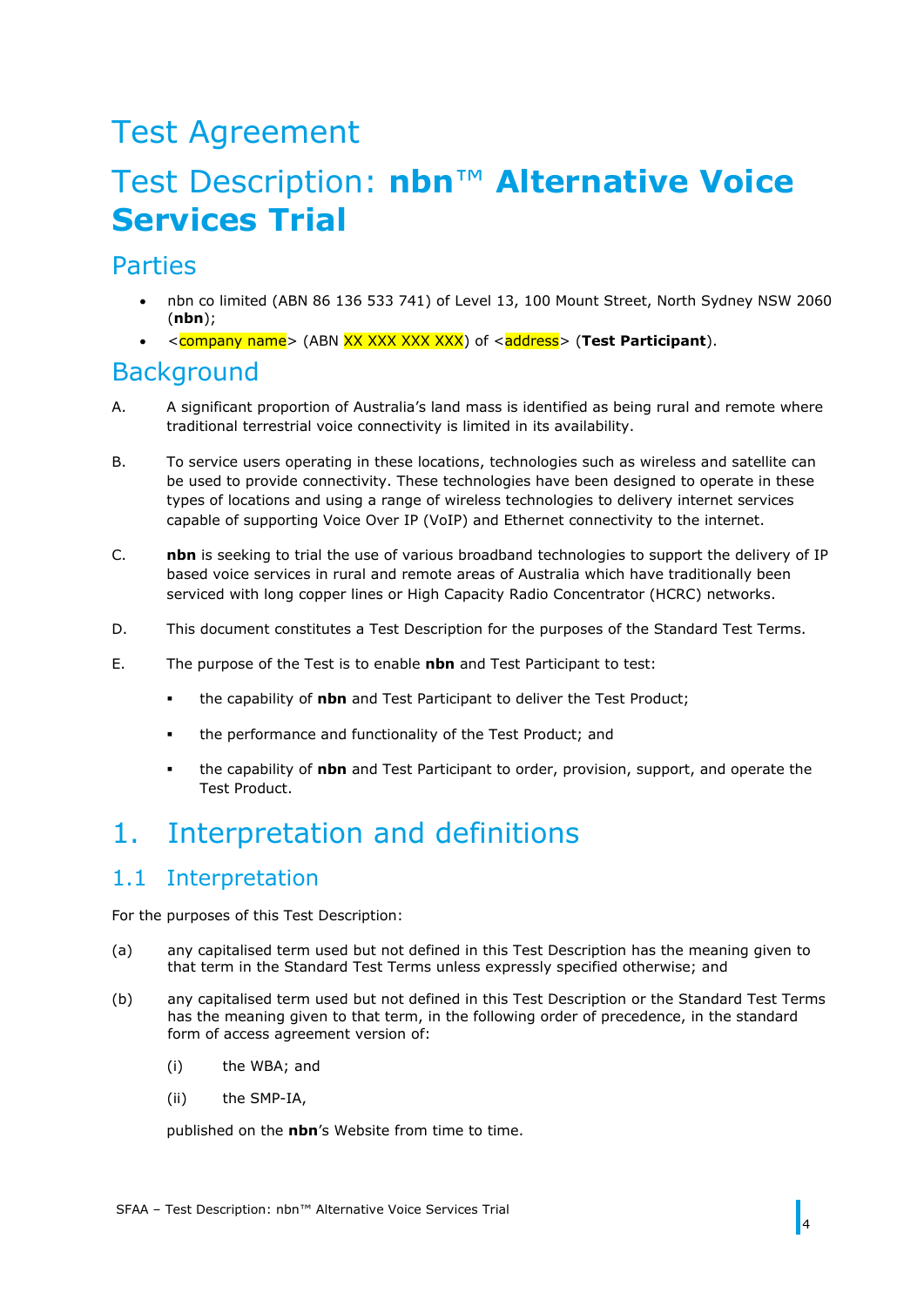# Test Agreement

# Test Description: **nbn™ Alternative Voice Services Trial**

## Parties

- nbn co limited (ABN 86 136 533 741) of Level 13, 100 Mount Street, North Sydney NSW 2060 (**nbn**);
- <company name> (ABN XX XXX XXX XXX) of <address> (**Test Participant**).

## Background

A. A significant proportion of Australia's land mass is identified as being rural and remote where traditional terrestrial voice connectivity is limited in its availability.

B. To service users operating in these locations, technologies such as wireless and satellite can be used to provide connectivity. These technologies have been designed to operate in these types of locations and using a range of wireless technologies to delivery internet services capable of supporting Voice Over IP (VoIP) and Ethernet connectivity to the internet.

C. **nbn** is seeking to trial the use of various broadband technologies to support the delivery of IP based voice services in rural and remote areas of Australia which have traditionally been serviced with long copper lines or High Capacity Radio Concentrator (HCRC) networks.

D. This document constitutes a Test Description for the purposes of the Standard Test Terms.

E. The purpose of the Test is to enable **nbn** and Test Participant to test:

- the capability of **nbn** and Test Participant to deliver the Test Product;
- the performance and functionality of the Test Product; and
- the capability of **nbn** and Test Participant to order, provision, support, and operate the Test Product.

# 1. Interpretation and definitions

## 1.1 Interpretation

For the purposes of this Test Description:

(a) any capitalised term used but not defined in this Test Description has the meaning given to that term in the Standard Test Terms unless expressly specified otherwise; and

(b) any capitalised term used but not defined in this Test Description or the Standard Test Terms has the meaning given to that term, in the following order of precedence, in the standard form of access agreement version of:

(i) the WBA; and

(ii) the SMP-IA,

published on the **nbn**'s Website from time to time.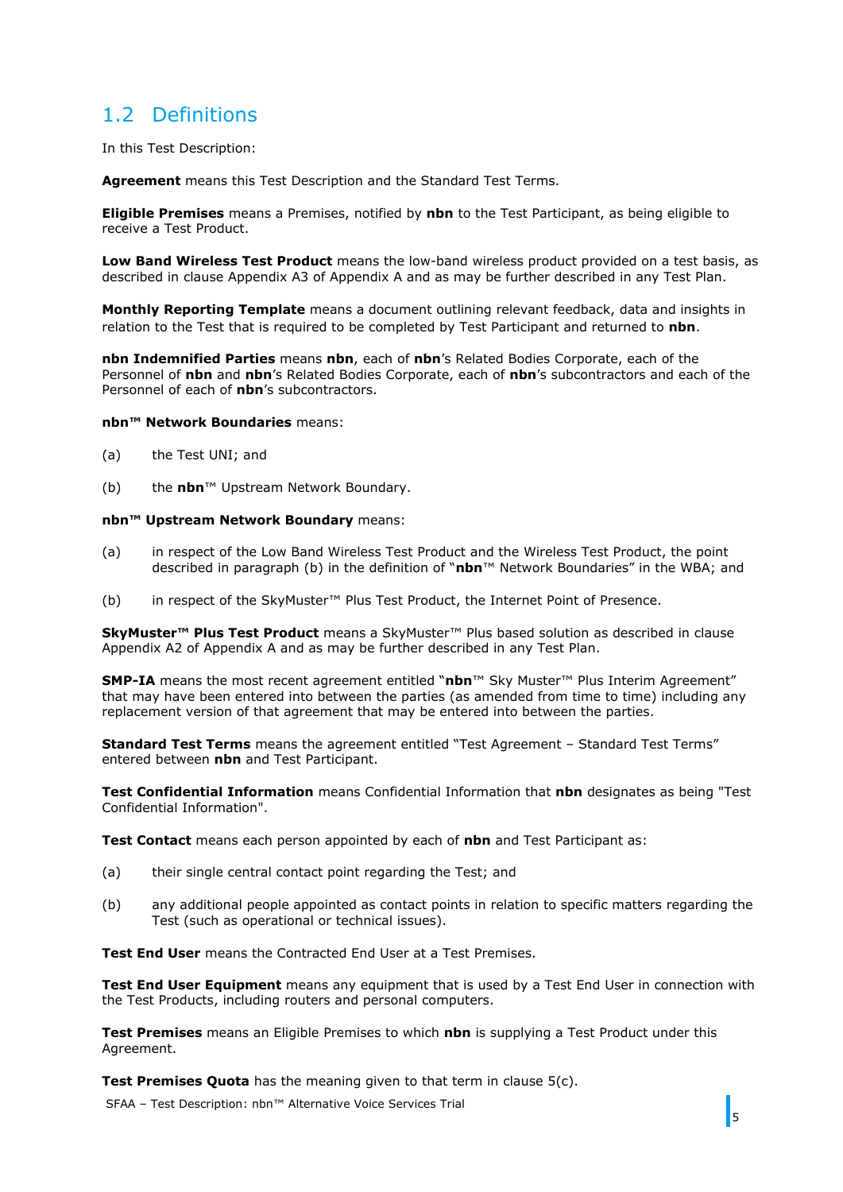## 1.2 Definitions

In this Test Description:

**Agreement** means this Test Description and the Standard Test Terms.

**Eligible Premises** means a Premises, notified by **nbn** to the Test Participant, as being eligible to receive a Test Product.

**Low Band Wireless Test Product** means the low-band wireless product provided on a test basis, as described in clause Appendix A3 of Appendix A and as may be further described in any Test Plan.

**Monthly Reporting Template** means a document outlining relevant feedback, data and insights in relation to the Test that is required to be completed by Test Participant and returned to **nbn**.

**nbn Indemnified Parties** means **nbn**, each of **nbn**'s Related Bodies Corporate, each of the Personnel of **nbn** and **nbn**'s Related Bodies Corporate, each of **nbn**'s subcontractors and each of the Personnel of each of **nbn**'s subcontractors.

**nbn™ Network Boundaries** means:

(a) the Test UNI; and

(b) the **nbn**™ Upstream Network Boundary.

**nbn™ Upstream Network Boundary** means:

(a) in respect of the Low Band Wireless Test Product and the Wireless Test Product, the point described in paragraph (b) in the definition of "**nbn**™ Network Boundaries" in the WBA; and

(b) in respect of the SkyMuster™ Plus Test Product, the Internet Point of Presence.

**SkyMuster™ Plus Test Product** means a SkyMuster™ Plus based solution as described in clause Appendix A2 of Appendix A and as may be further described in any Test Plan.

**SMP-IA** means the most recent agreement entitled "**nbn**™ Sky Muster™ Plus Interim Agreement" that may have been entered into between the parties (as amended from time to time) including any replacement version of that agreement that may be entered into between the parties.

**Standard Test Terms** means the agreement entitled "Test Agreement – Standard Test Terms" entered between **nbn** and Test Participant.

**Test Confidential Information** means Confidential Information that **nbn** designates as being "Test Confidential Information".

**Test Contact** means each person appointed by each of **nbn** and Test Participant as:

(a) their single central contact point regarding the Test; and

(b) any additional people appointed as contact points in relation to specific matters regarding the Test (such as operational or technical issues).

**Test End User** means the Contracted End User at a Test Premises.

**Test End User Equipment** means any equipment that is used by a Test End User in connection with the Test Products, including routers and personal computers.

**Test Premises** means an Eligible Premises to which **nbn** is supplying a Test Product under this Agreement.

**Test Premises Quota** has the meaning given to that term in clause 5(c).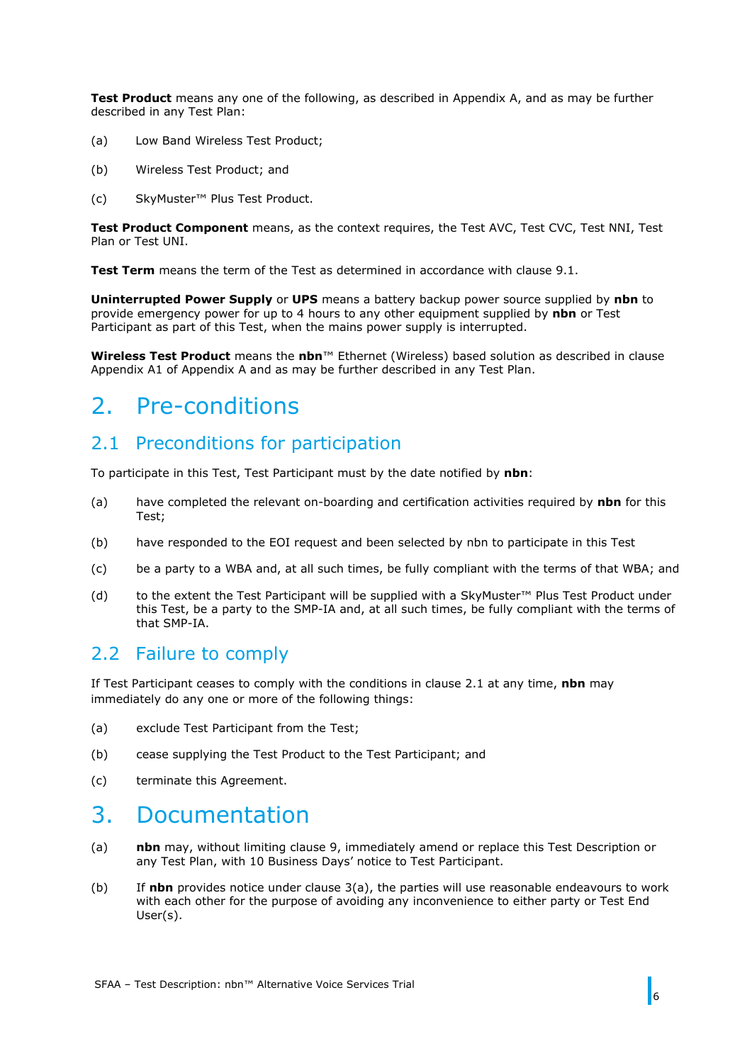**Test Product** means any one of the following, as described in Appendix A, and as may be further described in any Test Plan:

(a) Low Band Wireless Test Product;

(b) Wireless Test Product; and

(c) SkyMuster™ Plus Test Product.

**Test Product Component** means, as the context requires, the Test AVC, Test CVC, Test NNI, Test Plan or Test UNI.

**Test Term** means the term of the Test as determined in accordance with clause 9.1.

**Uninterrupted Power Supply** or **UPS** means a battery backup power source supplied by **nbn** to provide emergency power for up to 4 hours to any other equipment supplied by **nbn** or Test Participant as part of this Test, when the mains power supply is interrupted.

**Wireless Test Product** means the **nbn**™ Ethernet (Wireless) based solution as described in clause Appendix A1 of Appendix A and as may be further described in any Test Plan.

# 2. Pre-conditions

## 2.1 Preconditions for participation

To participate in this Test, Test Participant must by the date notified by **nbn**:

(a) have completed the relevant on-boarding and certification activities required by **nbn** for this Test;

(b) have responded to the EOI request and been selected by nbn to participate in this Test

(c) be a party to a WBA and, at all such times, be fully compliant with the terms of that WBA; and

(d) to the extent the Test Participant will be supplied with a SkyMuster™ Plus Test Product under this Test, be a party to the SMP-IA and, at all such times, be fully compliant with the terms of that SMP-IA.

## 2.2 Failure to comply

If Test Participant ceases to comply with the conditions in clause 2.1 at any time, **nbn** may immediately do any one or more of the following things:

(a) exclude Test Participant from the Test;

(b) cease supplying the Test Product to the Test Participant; and

(c) terminate this Agreement.

# 3. Documentation

(a) **nbn** may, without limiting clause 9, immediately amend or replace this Test Description or any Test Plan, with 10 Business Days' notice to Test Participant.

(b) If **nbn** provides notice under clause 3(a), the parties will use reasonable endeavours to work with each other for the purpose of avoiding any inconvenience to either party or Test End User(s).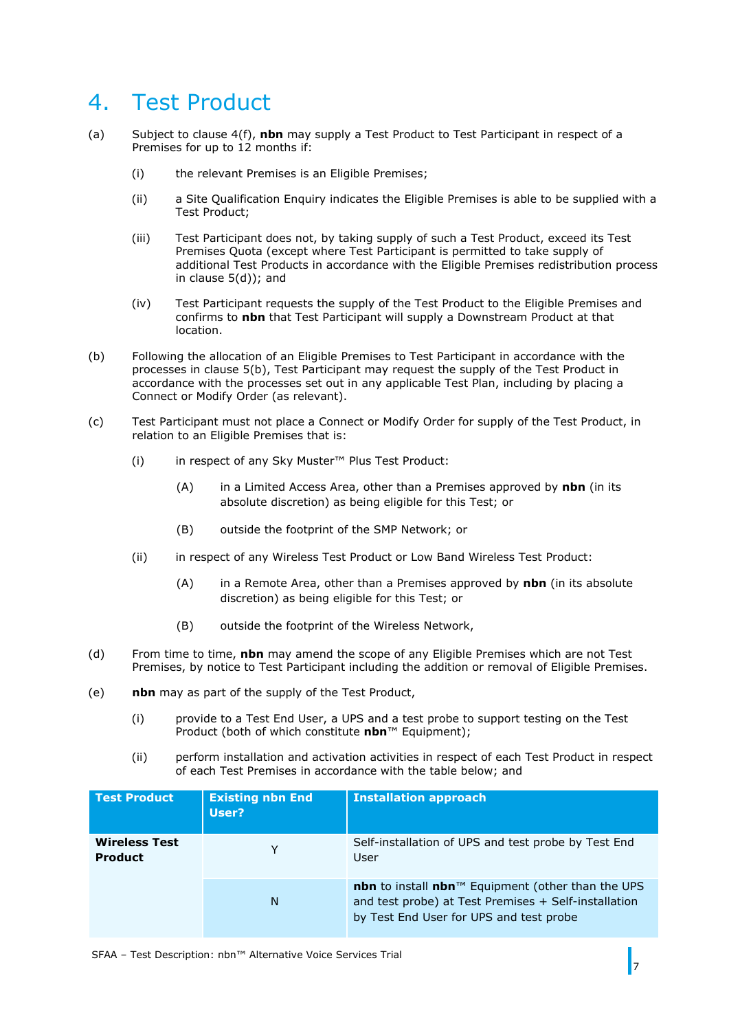# 4. Test Product

(a) Subject to clause 4(f), **nbn** may supply a Test Product to Test Participant in respect of a Premises for up to 12 months if:

(i) the relevant Premises is an Eligible Premises;

(ii) a Site Qualification Enquiry indicates the Eligible Premises is able to be supplied with a Test Product;

(iii) Test Participant does not, by taking supply of such a Test Product, exceed its Test Premises Quota (except where Test Participant is permitted to take supply of additional Test Products in accordance with the Eligible Premises redistribution process in clause 5(d)); and

(iv) Test Participant requests the supply of the Test Product to the Eligible Premises and confirms to **nbn** that Test Participant will supply a Downstream Product at that location.

(b) Following the allocation of an Eligible Premises to Test Participant in accordance with the processes in clause 5(b), Test Participant may request the supply of the Test Product in accordance with the processes set out in any applicable Test Plan, including by placing a Connect or Modify Order (as relevant).

(c) Test Participant must not place a Connect or Modify Order for supply of the Test Product, in relation to an Eligible Premises that is:

(i) in respect of any Sky Muster™ Plus Test Product:

(A) in a Limited Access Area, other than a Premises approved by **nbn** (in its absolute discretion) as being eligible for this Test; or

(B) outside the footprint of the SMP Network; or

(ii) in respect of any Wireless Test Product or Low Band Wireless Test Product:

(A) in a Remote Area, other than a Premises approved by **nbn** (in its absolute discretion) as being eligible for this Test; or

(B) outside the footprint of the Wireless Network,

(d) From time to time, **nbn** may amend the scope of any Eligible Premises which are not Test Premises, by notice to Test Participant including the addition or removal of Eligible Premises.

(e) **nbn** may as part of the supply of the Test Product,

(i) provide to a Test End User, a UPS and a test probe to support testing on the Test Product (both of which constitute **nbn**™ Equipment);

(ii) perform installation and activation activities in respect of each Test Product in respect of each Test Premises in accordance with the table below; and

| Test Product | Existing nbn End User? | Installation approach |
|---|---|---|
| **Wireless Test Product** | Y | Self-installation of UPS and test probe by Test End User |
| | N | **nbn** to install **nbn**™ Equipment (other than the UPS and test probe) at Test Premises + Self-installation by Test End User for UPS and test probe |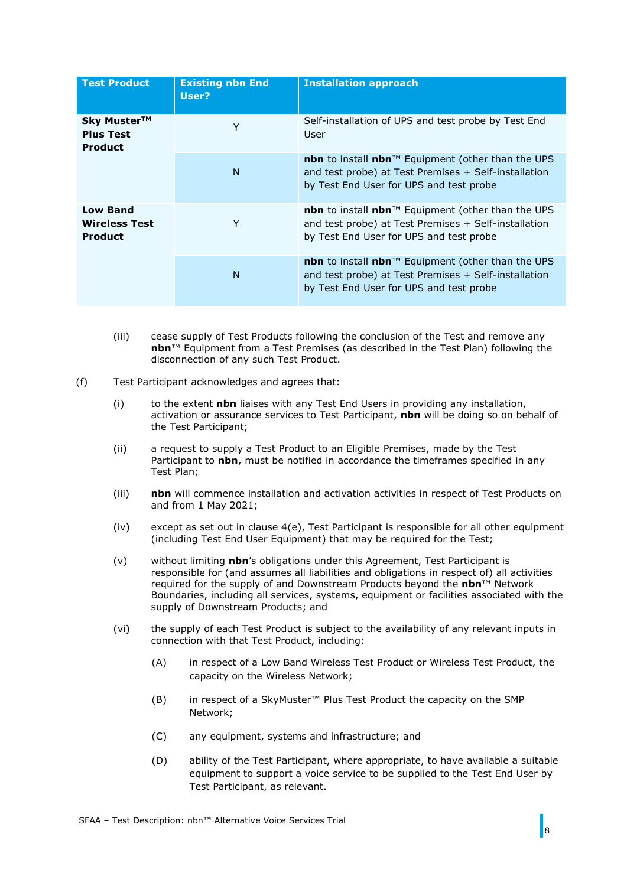| Test Product | Existing nbn End User? | Installation approach |
|---|---|---|
| **Sky Muster™ Plus Test Product** | Y | Self-installation of UPS and test probe by Test End User |
| | N | **nbn** to install **nbn**™ Equipment (other than the UPS and test probe) at Test Premises + Self-installation by Test End User for UPS and test probe |
| **Low Band Wireless Test Product** | Y | **nbn** to install **nbn**™ Equipment (other than the UPS and test probe) at Test Premises + Self-installation by Test End User for UPS and test probe |
| | N | **nbn** to install **nbn**™ Equipment (other than the UPS and test probe) at Test Premises + Self-installation by Test End User for UPS and test probe |

(iii) cease supply of Test Products following the conclusion of the Test and remove any **nbn**™ Equipment from a Test Premises (as described in the Test Plan) following the disconnection of any such Test Product.

(f) Test Participant acknowledges and agrees that:

(i) to the extent **nbn** liaises with any Test End Users in providing any installation, activation or assurance services to Test Participant, **nbn** will be doing so on behalf of the Test Participant;

(ii) a request to supply a Test Product to an Eligible Premises, made by the Test Participant to **nbn**, must be notified in accordance the timeframes specified in any Test Plan;

(iii) **nbn** will commence installation and activation activities in respect of Test Products on and from 1 May 2021;

(iv) except as set out in clause 4(e), Test Participant is responsible for all other equipment (including Test End User Equipment) that may be required for the Test;

(v) without limiting **nbn**'s obligations under this Agreement, Test Participant is responsible for (and assumes all liabilities and obligations in respect of) all activities required for the supply of and Downstream Products beyond the **nbn**™ Network Boundaries, including all services, systems, equipment or facilities associated with the supply of Downstream Products; and

(vi) the supply of each Test Product is subject to the availability of any relevant inputs in connection with that Test Product, including:

(A) in respect of a Low Band Wireless Test Product or Wireless Test Product, the capacity on the Wireless Network;

(B) in respect of a SkyMuster™ Plus Test Product the capacity on the SMP Network;

(C) any equipment, systems and infrastructure; and

(D) ability of the Test Participant, where appropriate, to have available a suitable equipment to support a voice service to be supplied to the Test End User by Test Participant, as relevant.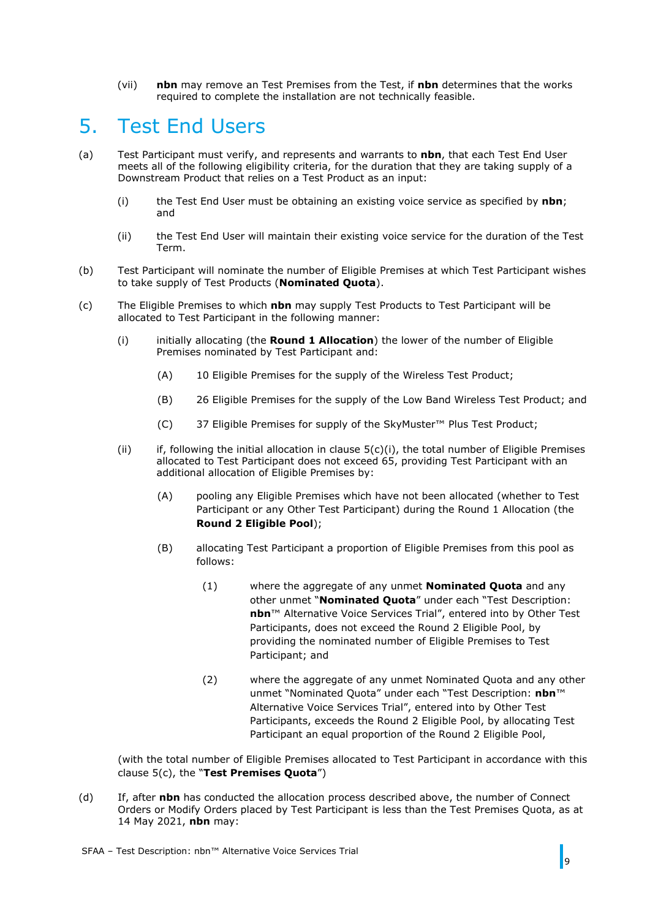(vii) **nbn** may remove an Test Premises from the Test, if **nbn** determines that the works required to complete the installation are not technically feasible.

# 5. Test End Users

(a) Test Participant must verify, and represents and warrants to **nbn**, that each Test End User meets all of the following eligibility criteria, for the duration that they are taking supply of a Downstream Product that relies on a Test Product as an input:

  (i) the Test End User must be obtaining an existing voice service as specified by **nbn**; and

  (ii) the Test End User will maintain their existing voice service for the duration of the Test Term.

(b) Test Participant will nominate the number of Eligible Premises at which Test Participant wishes to take supply of Test Products (**Nominated Quota**).

(c) The Eligible Premises to which **nbn** may supply Test Products to Test Participant will be allocated to Test Participant in the following manner:

  (i) initially allocating (the **Round 1 Allocation**) the lower of the number of Eligible Premises nominated by Test Participant and:

    (A) 10 Eligible Premises for the supply of the Wireless Test Product;

    (B) 26 Eligible Premises for the supply of the Low Band Wireless Test Product; and

    (C) 37 Eligible Premises for supply of the SkyMuster™ Plus Test Product;

  (ii) if, following the initial allocation in clause 5(c)(i), the total number of Eligible Premises allocated to Test Participant does not exceed 65, providing Test Participant with an additional allocation of Eligible Premises by:

    (A) pooling any Eligible Premises which have not been allocated (whether to Test Participant or any Other Test Participant) during the Round 1 Allocation (the **Round 2 Eligible Pool**);

    (B) allocating Test Participant a proportion of Eligible Premises from this pool as follows:

      (1) where the aggregate of any unmet **Nominated Quota** and any other unmet "**Nominated Quota**" under each "Test Description: **nbn**™ Alternative Voice Services Trial", entered into by Other Test Participants, does not exceed the Round 2 Eligible Pool, by providing the nominated number of Eligible Premises to Test Participant; and

      (2) where the aggregate of any unmet Nominated Quota and any other unmet "Nominated Quota" under each "Test Description: **nbn**™ Alternative Voice Services Trial", entered into by Other Test Participants, exceeds the Round 2 Eligible Pool, by allocating Test Participant an equal proportion of the Round 2 Eligible Pool,

(with the total number of Eligible Premises allocated to Test Participant in accordance with this clause 5(c), the "**Test Premises Quota**")

(d) If, after **nbn** has conducted the allocation process described above, the number of Connect Orders or Modify Orders placed by Test Participant is less than the Test Premises Quota, as at 14 May 2021, **nbn** may: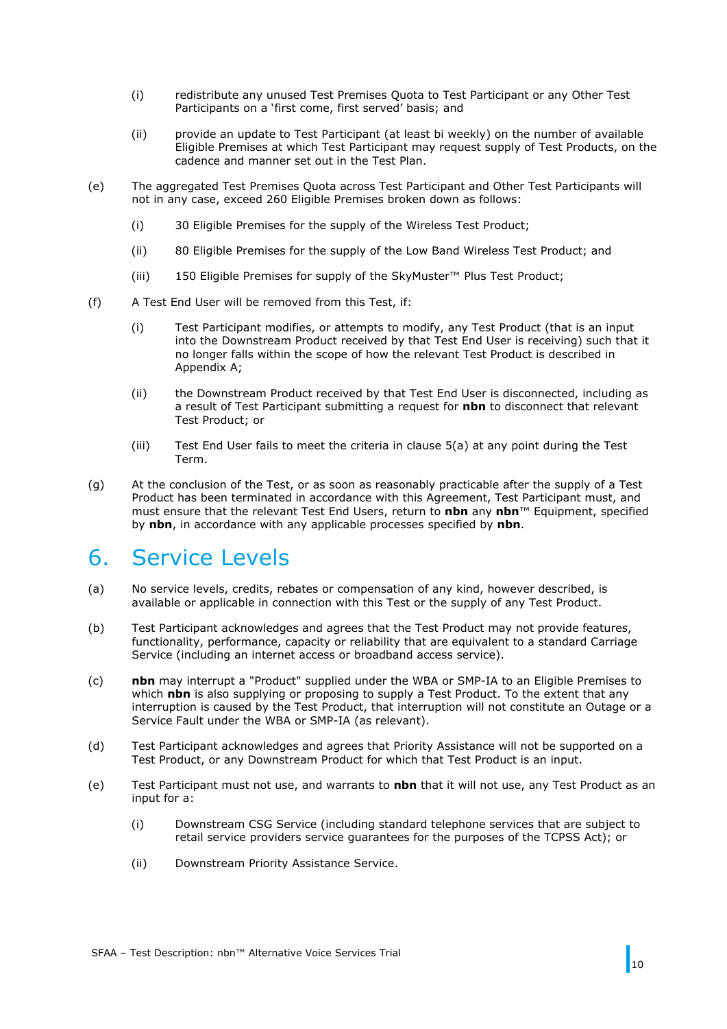(i) redistribute any unused Test Premises Quota to Test Participant or any Other Test Participants on a 'first come, first served' basis; and

(ii) provide an update to Test Participant (at least bi weekly) on the number of available Eligible Premises at which Test Participant may request supply of Test Products, on the cadence and manner set out in the Test Plan.

(e) The aggregated Test Premises Quota across Test Participant and Other Test Participants will not in any case, exceed 260 Eligible Premises broken down as follows:

(i) 30 Eligible Premises for the supply of the Wireless Test Product;

(ii) 80 Eligible Premises for the supply of the Low Band Wireless Test Product; and

(iii) 150 Eligible Premises for supply of the SkyMuster™ Plus Test Product;

(f) A Test End User will be removed from this Test, if:

(i) Test Participant modifies, or attempts to modify, any Test Product (that is an input into the Downstream Product received by that Test End User is receiving) such that it no longer falls within the scope of how the relevant Test Product is described in Appendix A;

(ii) the Downstream Product received by that Test End User is disconnected, including as a result of Test Participant submitting a request for **nbn** to disconnect that relevant Test Product; or

(iii) Test End User fails to meet the criteria in clause 5(a) at any point during the Test Term.

(g) At the conclusion of the Test, or as soon as reasonably practicable after the supply of a Test Product has been terminated in accordance with this Agreement, Test Participant must, and must ensure that the relevant Test End Users, return to **nbn** any **nbn**™ Equipment, specified by **nbn**, in accordance with any applicable processes specified by **nbn**.

# 6. Service Levels

(a) No service levels, credits, rebates or compensation of any kind, however described, is available or applicable in connection with this Test or the supply of any Test Product.

(b) Test Participant acknowledges and agrees that the Test Product may not provide features, functionality, performance, capacity or reliability that are equivalent to a standard Carriage Service (including an internet access or broadband access service).

(c) **nbn** may interrupt a "Product" supplied under the WBA or SMP-IA to an Eligible Premises to which **nbn** is also supplying or proposing to supply a Test Product. To the extent that any interruption is caused by the Test Product, that interruption will not constitute an Outage or a Service Fault under the WBA or SMP-IA (as relevant).

(d) Test Participant acknowledges and agrees that Priority Assistance will not be supported on a Test Product, or any Downstream Product for which that Test Product is an input.

(e) Test Participant must not use, and warrants to **nbn** that it will not use, any Test Product as an input for a:

(i) Downstream CSG Service (including standard telephone services that are subject to retail service providers service guarantees for the purposes of the TCPSS Act); or

(ii) Downstream Priority Assistance Service.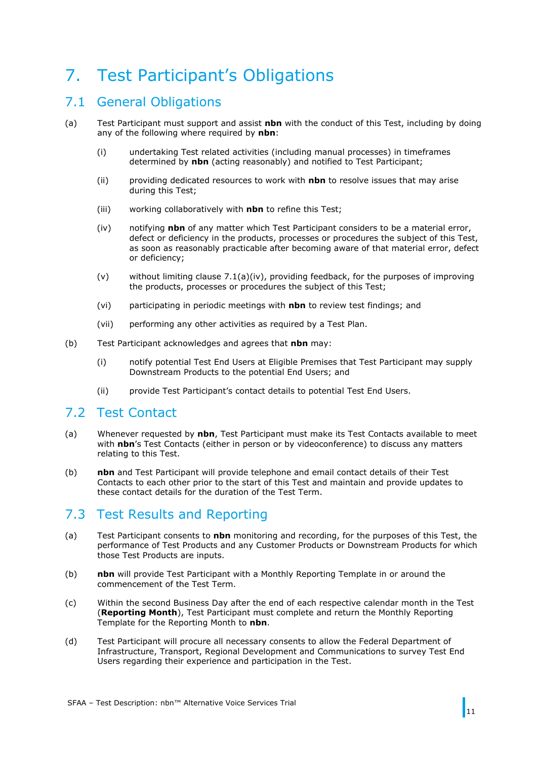# 7. Test Participant's Obligations

## 7.1 General Obligations

(a) Test Participant must support and assist **nbn** with the conduct of this Test, including by doing any of the following where required by **nbn**:

(i) undertaking Test related activities (including manual processes) in timeframes determined by **nbn** (acting reasonably) and notified to Test Participant;

(ii) providing dedicated resources to work with **nbn** to resolve issues that may arise during this Test;

(iii) working collaboratively with **nbn** to refine this Test;

(iv) notifying **nbn** of any matter which Test Participant considers to be a material error, defect or deficiency in the products, processes or procedures the subject of this Test, as soon as reasonably practicable after becoming aware of that material error, defect or deficiency;

(v) without limiting clause 7.1(a)(iv), providing feedback, for the purposes of improving the products, processes or procedures the subject of this Test;

(vi) participating in periodic meetings with **nbn** to review test findings; and

(vii) performing any other activities as required by a Test Plan.

(b) Test Participant acknowledges and agrees that **nbn** may:

(i) notify potential Test End Users at Eligible Premises that Test Participant may supply Downstream Products to the potential End Users; and

(ii) provide Test Participant's contact details to potential Test End Users.

## 7.2 Test Contact

(a) Whenever requested by **nbn**, Test Participant must make its Test Contacts available to meet with **nbn**'s Test Contacts (either in person or by videoconference) to discuss any matters relating to this Test.

(b) **nbn** and Test Participant will provide telephone and email contact details of their Test Contacts to each other prior to the start of this Test and maintain and provide updates to these contact details for the duration of the Test Term.

## 7.3 Test Results and Reporting

(a) Test Participant consents to **nbn** monitoring and recording, for the purposes of this Test, the performance of Test Products and any Customer Products or Downstream Products for which those Test Products are inputs.

(b) **nbn** will provide Test Participant with a Monthly Reporting Template in or around the commencement of the Test Term.

(c) Within the second Business Day after the end of each respective calendar month in the Test (**Reporting Month**), Test Participant must complete and return the Monthly Reporting Template for the Reporting Month to **nbn**.

(d) Test Participant will procure all necessary consents to allow the Federal Department of Infrastructure, Transport, Regional Development and Communications to survey Test End Users regarding their experience and participation in the Test.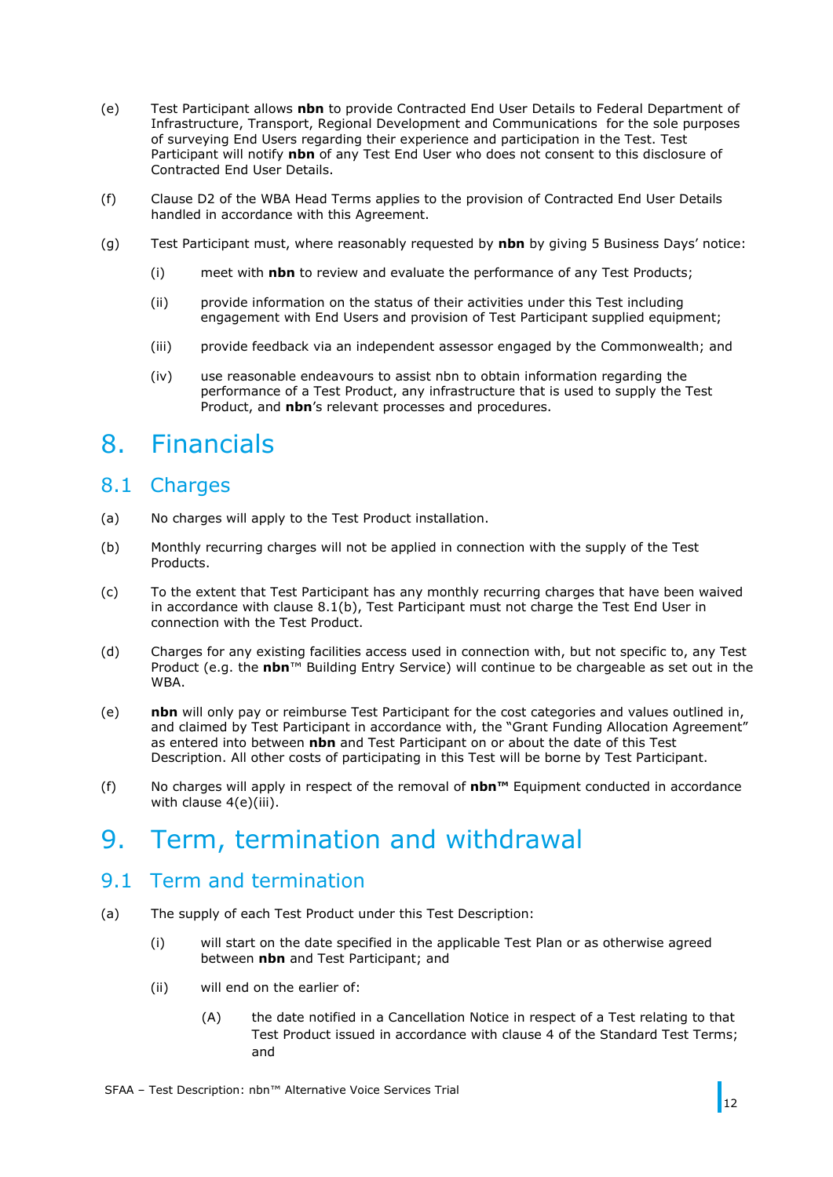(e) Test Participant allows **nbn** to provide Contracted End User Details to Federal Department of Infrastructure, Transport, Regional Development and Communications for the sole purposes of surveying End Users regarding their experience and participation in the Test. Test Participant will notify **nbn** of any Test End User who does not consent to this disclosure of Contracted End User Details.

(f) Clause D2 of the WBA Head Terms applies to the provision of Contracted End User Details handled in accordance with this Agreement.

(g) Test Participant must, where reasonably requested by **nbn** by giving 5 Business Days' notice:

  (i) meet with **nbn** to review and evaluate the performance of any Test Products;

  (ii) provide information on the status of their activities under this Test including engagement with End Users and provision of Test Participant supplied equipment;

  (iii) provide feedback via an independent assessor engaged by the Commonwealth; and

  (iv) use reasonable endeavours to assist nbn to obtain information regarding the performance of a Test Product, any infrastructure that is used to supply the Test Product, and **nbn**'s relevant processes and procedures.

# 8. Financials

## 8.1 Charges

(a) No charges will apply to the Test Product installation.

(b) Monthly recurring charges will not be applied in connection with the supply of the Test Products.

(c) To the extent that Test Participant has any monthly recurring charges that have been waived in accordance with clause 8.1(b), Test Participant must not charge the Test End User in connection with the Test Product.

(d) Charges for any existing facilities access used in connection with, but not specific to, any Test Product (e.g. the **nbn**™ Building Entry Service) will continue to be chargeable as set out in the WBA.

(e) **nbn** will only pay or reimburse Test Participant for the cost categories and values outlined in, and claimed by Test Participant in accordance with, the "Grant Funding Allocation Agreement" as entered into between **nbn** and Test Participant on or about the date of this Test Description. All other costs of participating in this Test will be borne by Test Participant.

(f) No charges will apply in respect of the removal of **nbn™** Equipment conducted in accordance with clause 4(e)(iii).

# 9. Term, termination and withdrawal

## 9.1 Term and termination

(a) The supply of each Test Product under this Test Description:

  (i) will start on the date specified in the applicable Test Plan or as otherwise agreed between **nbn** and Test Participant; and

  (ii) will end on the earlier of:

    (A) the date notified in a Cancellation Notice in respect of a Test relating to that Test Product issued in accordance with clause 4 of the Standard Test Terms; and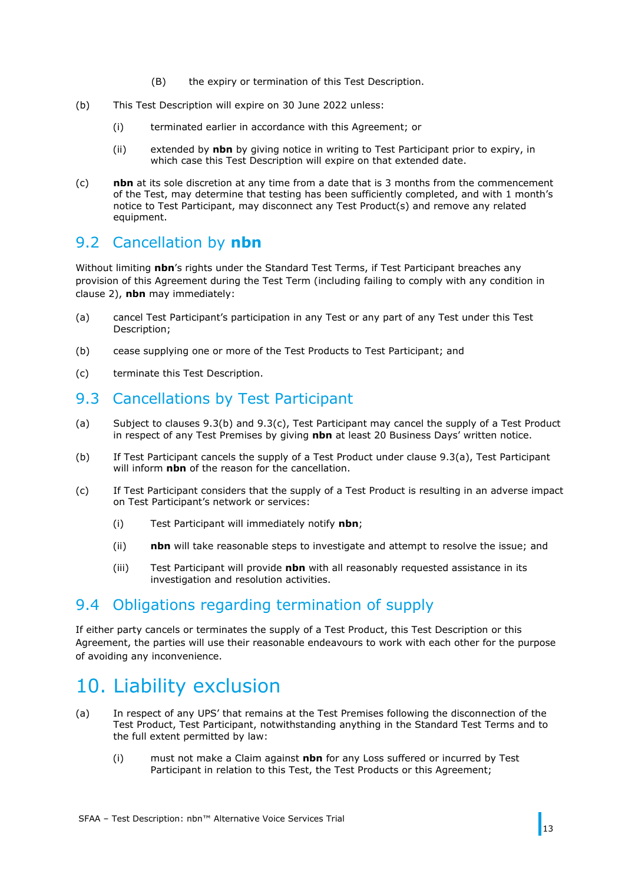(B) the expiry or termination of this Test Description.

(b) This Test Description will expire on 30 June 2022 unless:

(i) terminated earlier in accordance with this Agreement; or

(ii) extended by **nbn** by giving notice in writing to Test Participant prior to expiry, in which case this Test Description will expire on that extended date.

(c) **nbn** at its sole discretion at any time from a date that is 3 months from the commencement of the Test, may determine that testing has been sufficiently completed, and with 1 month's notice to Test Participant, may disconnect any Test Product(s) and remove any related equipment.

## 9.2 Cancellation by **nbn**

Without limiting **nbn**'s rights under the Standard Test Terms, if Test Participant breaches any provision of this Agreement during the Test Term (including failing to comply with any condition in clause 2), **nbn** may immediately:

(a) cancel Test Participant's participation in any Test or any part of any Test under this Test Description;

(b) cease supplying one or more of the Test Products to Test Participant; and

(c) terminate this Test Description.

## 9.3 Cancellations by Test Participant

(a) Subject to clauses 9.3(b) and 9.3(c), Test Participant may cancel the supply of a Test Product in respect of any Test Premises by giving **nbn** at least 20 Business Days' written notice.

(b) If Test Participant cancels the supply of a Test Product under clause 9.3(a), Test Participant will inform **nbn** of the reason for the cancellation.

(c) If Test Participant considers that the supply of a Test Product is resulting in an adverse impact on Test Participant's network or services:

(i) Test Participant will immediately notify **nbn**;

(ii) **nbn** will take reasonable steps to investigate and attempt to resolve the issue; and

(iii) Test Participant will provide **nbn** with all reasonably requested assistance in its investigation and resolution activities.

## 9.4 Obligations regarding termination of supply

If either party cancels or terminates the supply of a Test Product, this Test Description or this Agreement, the parties will use their reasonable endeavours to work with each other for the purpose of avoiding any inconvenience.

# 10. Liability exclusion

(a) In respect of any UPS' that remains at the Test Premises following the disconnection of the Test Product, Test Participant, notwithstanding anything in the Standard Test Terms and to the full extent permitted by law:

(i) must not make a Claim against **nbn** for any Loss suffered or incurred by Test Participant in relation to this Test, the Test Products or this Agreement;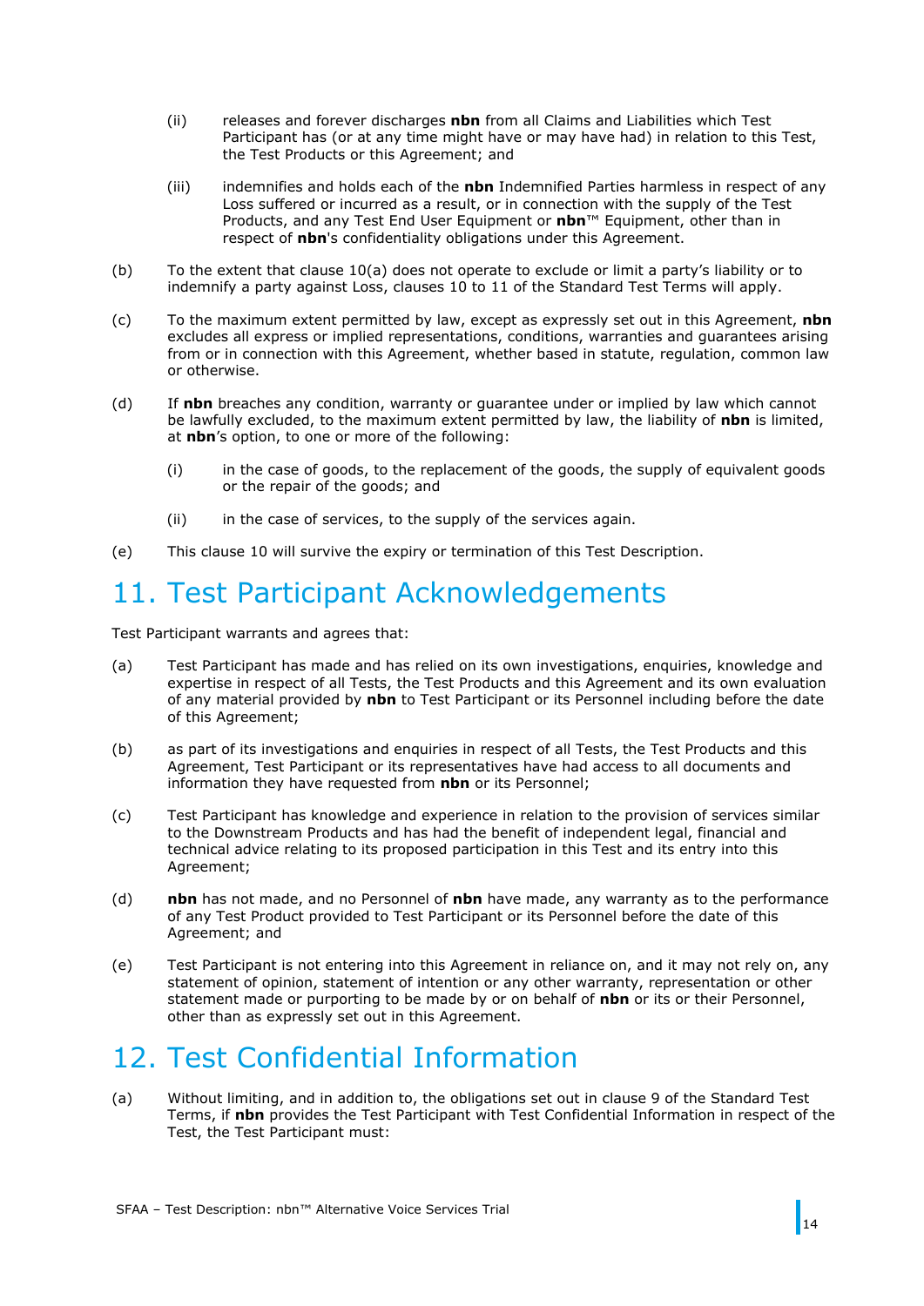(ii) releases and forever discharges **nbn** from all Claims and Liabilities which Test Participant has (or at any time might have or may have had) in relation to this Test, the Test Products or this Agreement; and

(iii) indemnifies and holds each of the **nbn** Indemnified Parties harmless in respect of any Loss suffered or incurred as a result, or in connection with the supply of the Test Products, and any Test End User Equipment or **nbn**™ Equipment, other than in respect of **nbn**'s confidentiality obligations under this Agreement.

(b) To the extent that clause 10(a) does not operate to exclude or limit a party's liability or to indemnify a party against Loss, clauses 10 to 11 of the Standard Test Terms will apply.

(c) To the maximum extent permitted by law, except as expressly set out in this Agreement, **nbn** excludes all express or implied representations, conditions, warranties and guarantees arising from or in connection with this Agreement, whether based in statute, regulation, common law or otherwise.

(d) If **nbn** breaches any condition, warranty or guarantee under or implied by law which cannot be lawfully excluded, to the maximum extent permitted by law, the liability of **nbn** is limited, at **nbn**'s option, to one or more of the following:

(i) in the case of goods, to the replacement of the goods, the supply of equivalent goods or the repair of the goods; and

(ii) in the case of services, to the supply of the services again.

(e) This clause 10 will survive the expiry or termination of this Test Description.

# 11. Test Participant Acknowledgements

Test Participant warrants and agrees that:

(a) Test Participant has made and has relied on its own investigations, enquiries, knowledge and expertise in respect of all Tests, the Test Products and this Agreement and its own evaluation of any material provided by **nbn** to Test Participant or its Personnel including before the date of this Agreement;

(b) as part of its investigations and enquiries in respect of all Tests, the Test Products and this Agreement, Test Participant or its representatives have had access to all documents and information they have requested from **nbn** or its Personnel;

(c) Test Participant has knowledge and experience in relation to the provision of services similar to the Downstream Products and has had the benefit of independent legal, financial and technical advice relating to its proposed participation in this Test and its entry into this Agreement;

(d) **nbn** has not made, and no Personnel of **nbn** have made, any warranty as to the performance of any Test Product provided to Test Participant or its Personnel before the date of this Agreement; and

(e) Test Participant is not entering into this Agreement in reliance on, and it may not rely on, any statement of opinion, statement of intention or any other warranty, representation or other statement made or purporting to be made by or on behalf of **nbn** or its or their Personnel, other than as expressly set out in this Agreement.

# 12. Test Confidential Information

(a) Without limiting, and in addition to, the obligations set out in clause 9 of the Standard Test Terms, if **nbn** provides the Test Participant with Test Confidential Information in respect of the Test, the Test Participant must: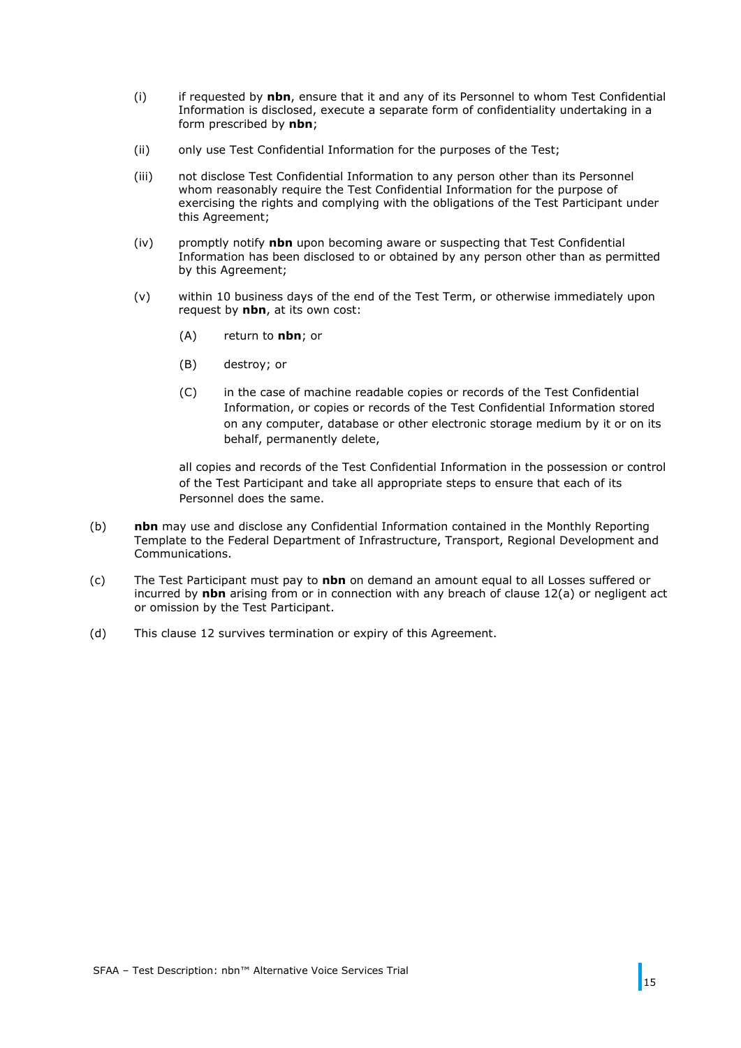(i) if requested by **nbn**, ensure that it and any of its Personnel to whom Test Confidential Information is disclosed, execute a separate form of confidentiality undertaking in a form prescribed by **nbn**;

(ii) only use Test Confidential Information for the purposes of the Test;

(iii) not disclose Test Confidential Information to any person other than its Personnel whom reasonably require the Test Confidential Information for the purpose of exercising the rights and complying with the obligations of the Test Participant under this Agreement;

(iv) promptly notify **nbn** upon becoming aware or suspecting that Test Confidential Information has been disclosed to or obtained by any person other than as permitted by this Agreement;

(v) within 10 business days of the end of the Test Term, or otherwise immediately upon request by **nbn**, at its own cost:

  (A) return to **nbn**; or

  (B) destroy; or

  (C) in the case of machine readable copies or records of the Test Confidential Information, or copies or records of the Test Confidential Information stored on any computer, database or other electronic storage medium by it or on its behalf, permanently delete,

  all copies and records of the Test Confidential Information in the possession or control of the Test Participant and take all appropriate steps to ensure that each of its Personnel does the same.

(b) **nbn** may use and disclose any Confidential Information contained in the Monthly Reporting Template to the Federal Department of Infrastructure, Transport, Regional Development and Communications.

(c) The Test Participant must pay to **nbn** on demand an amount equal to all Losses suffered or incurred by **nbn** arising from or in connection with any breach of clause 12(a) or negligent act or omission by the Test Participant.

(d) This clause 12 survives termination or expiry of this Agreement.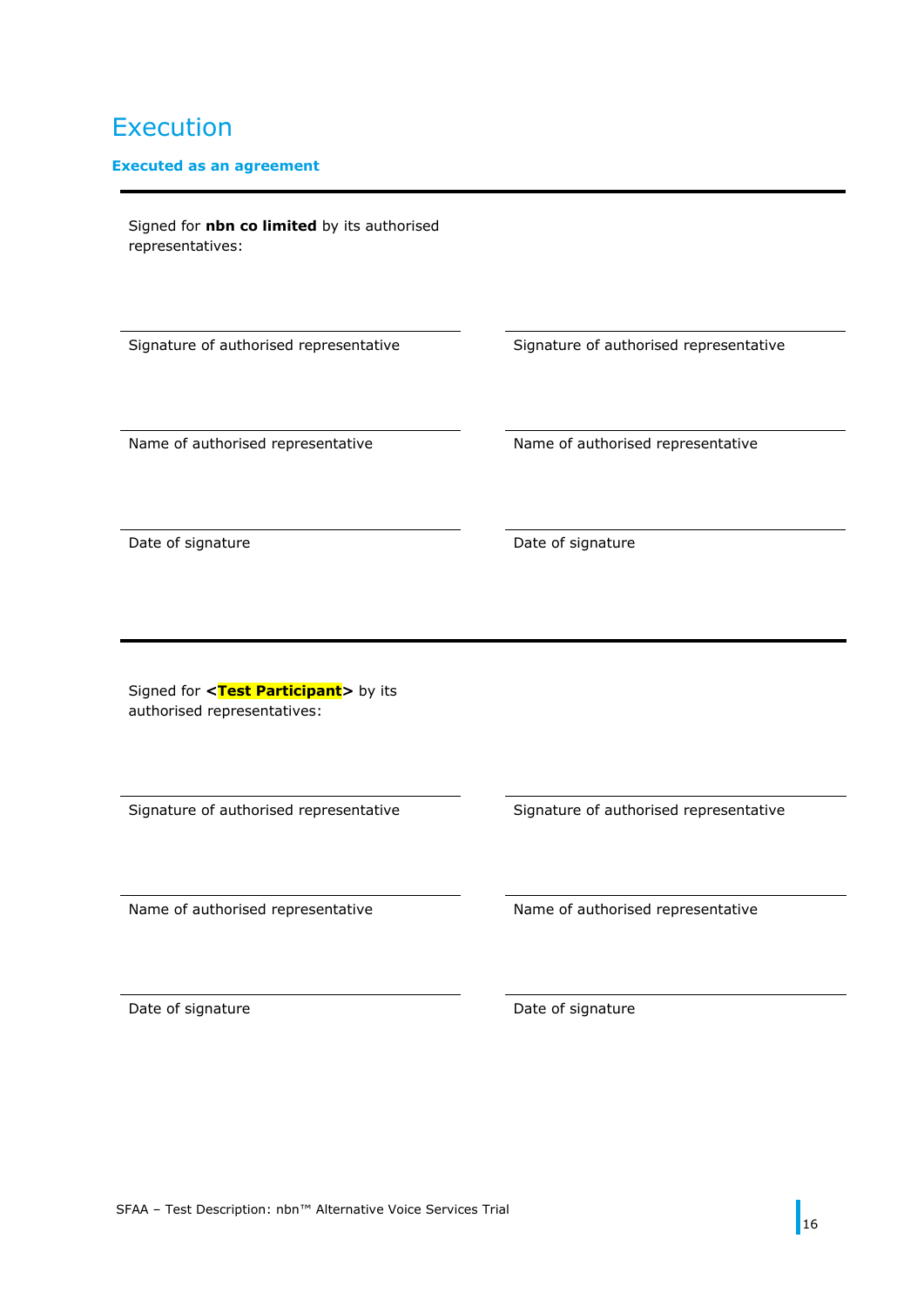# Execution

**Executed as an agreement**

---

Signed for **nbn co limited** by its authorised representatives:

| | |
|---|---|
| Signature of authorised representative | Signature of authorised representative |
| Name of authorised representative | Name of authorised representative |
| Date of signature | Date of signature |

---

Signed for **<Test Participant>** by its authorised representatives:

| | |
|---|---|
| Signature of authorised representative | Signature of authorised representative |
| Name of authorised representative | Name of authorised representative |
| Date of signature | Date of signature |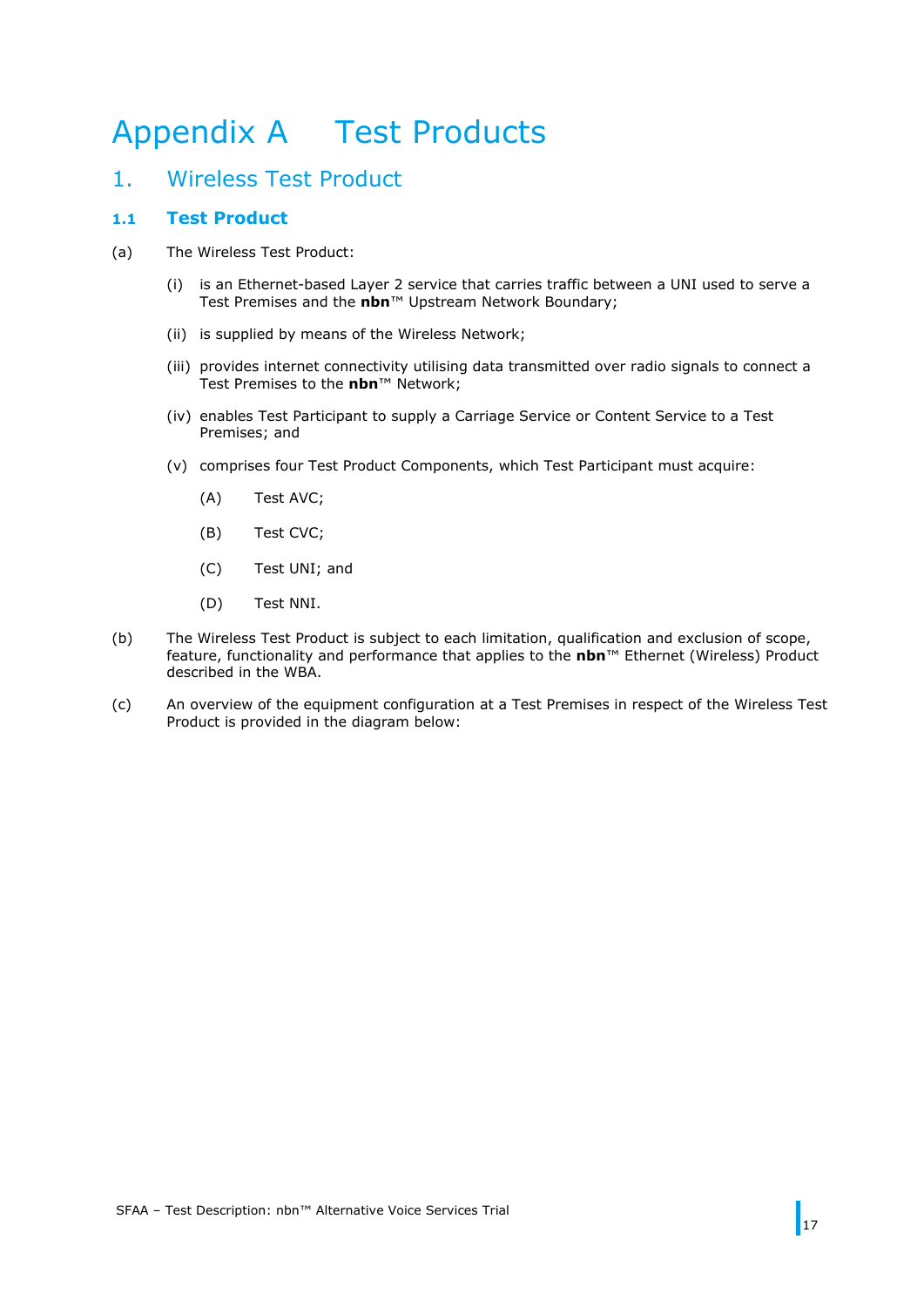# Appendix A Test Products

## 1. Wireless Test Product

### 1.1 Test Product

(a) The Wireless Test Product:

(i) is an Ethernet-based Layer 2 service that carries traffic between a UNI used to serve a Test Premises and the **nbn**™ Upstream Network Boundary;

(ii) is supplied by means of the Wireless Network;

(iii) provides internet connectivity utilising data transmitted over radio signals to connect a Test Premises to the **nbn**™ Network;

(iv) enables Test Participant to supply a Carriage Service or Content Service to a Test Premises; and

(v) comprises four Test Product Components, which Test Participant must acquire:

(A) Test AVC;

(B) Test CVC;

(C) Test UNI; and

(D) Test NNI.

(b) The Wireless Test Product is subject to each limitation, qualification and exclusion of scope, feature, functionality and performance that applies to the **nbn**™ Ethernet (Wireless) Product described in the WBA.

(c) An overview of the equipment configuration at a Test Premises in respect of the Wireless Test Product is provided in the diagram below: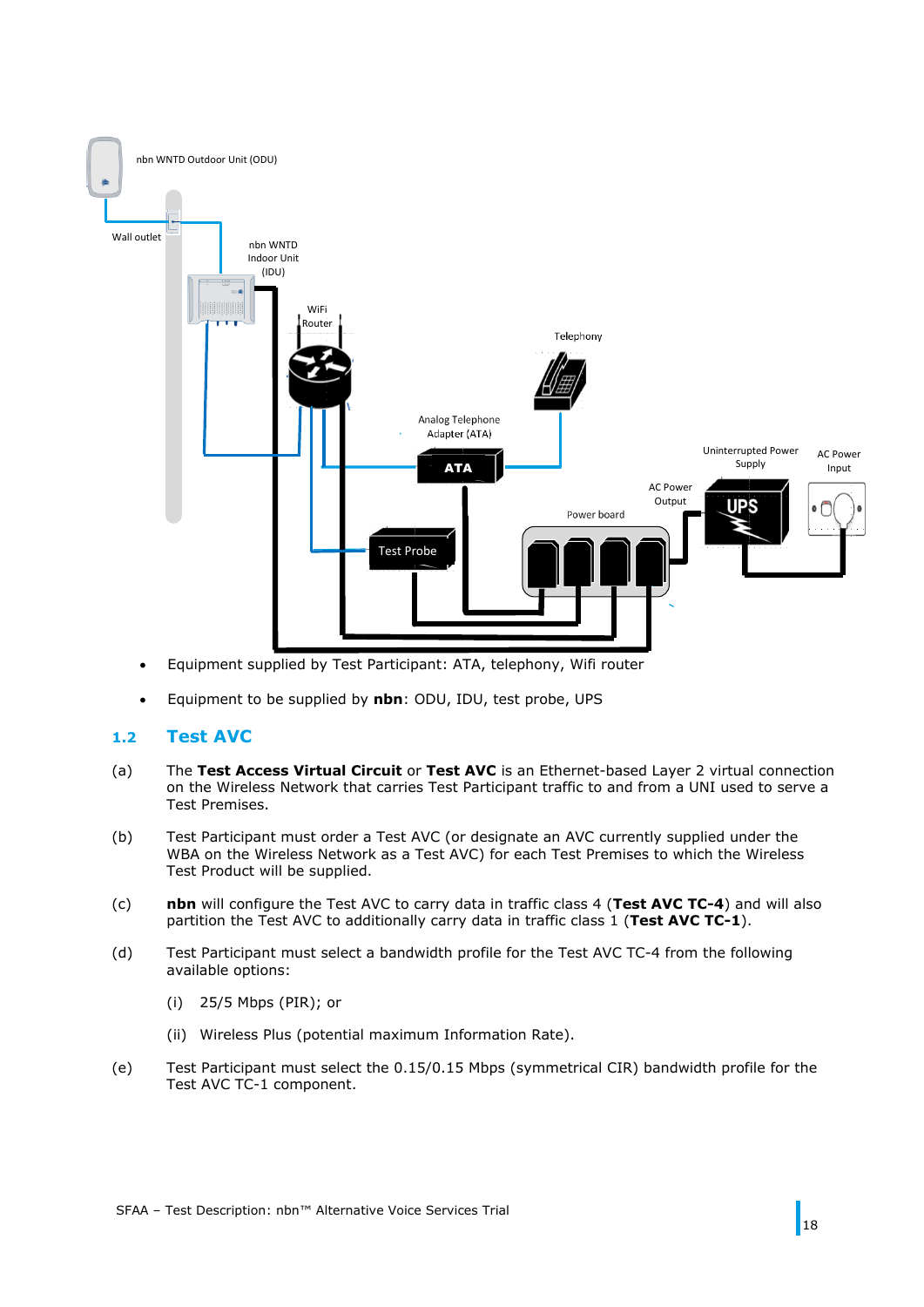- Equipment supplied by Test Participant: ATA, telephony, Wifi router
- Equipment to be supplied by **nbn**: ODU, IDU, test probe, UPS

## 1.2 Test AVC

(a) The **Test Access Virtual Circuit** or **Test AVC** is an Ethernet-based Layer 2 virtual connection on the Wireless Network that carries Test Participant traffic to and from a UNI used to serve a Test Premises.

(b) Test Participant must order a Test AVC (or designate an AVC currently supplied under the WBA on the Wireless Network as a Test AVC) for each Test Premises to which the Wireless Test Product will be supplied.

(c) **nbn** will configure the Test AVC to carry data in traffic class 4 (**Test AVC TC-4**) and will also partition the Test AVC to additionally carry data in traffic class 1 (**Test AVC TC-1**).

(d) Test Participant must select a bandwidth profile for the Test AVC TC-4 from the following available options:

   (i) 25/5 Mbps (PIR); or

   (ii) Wireless Plus (potential maximum Information Rate).

(e) Test Participant must select the 0.15/0.15 Mbps (symmetrical CIR) bandwidth profile for the Test AVC TC-1 component.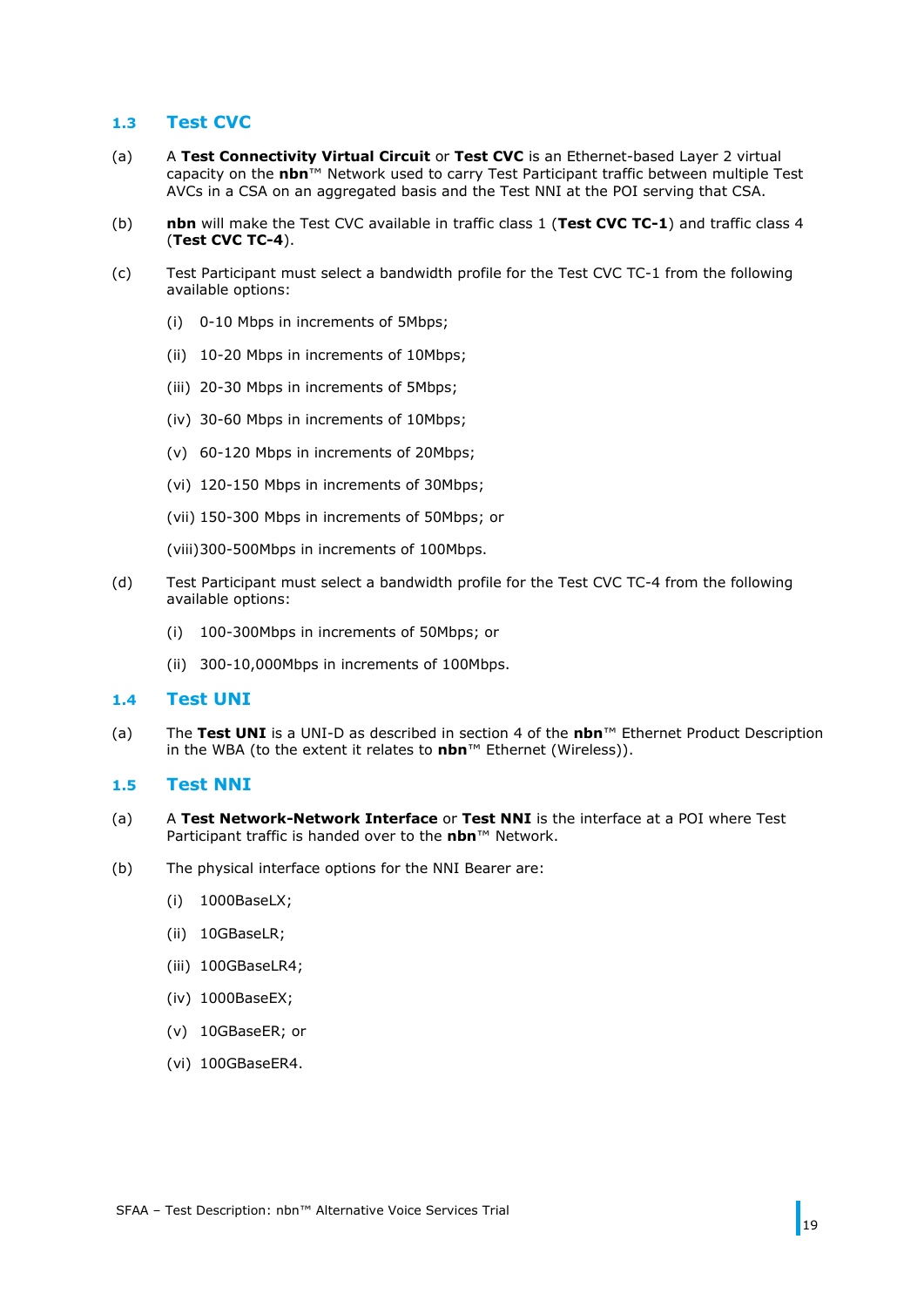## 1.3 Test CVC

(a) A **Test Connectivity Virtual Circuit** or **Test CVC** is an Ethernet-based Layer 2 virtual capacity on the **nbn**™ Network used to carry Test Participant traffic between multiple Test AVCs in a CSA on an aggregated basis and the Test NNI at the POI serving that CSA.

(b) **nbn** will make the Test CVC available in traffic class 1 (**Test CVC TC-1**) and traffic class 4 (**Test CVC TC-4**).

(c) Test Participant must select a bandwidth profile for the Test CVC TC-1 from the following available options:

(i) 0-10 Mbps in increments of 5Mbps;

(ii) 10-20 Mbps in increments of 10Mbps;

(iii) 20-30 Mbps in increments of 5Mbps;

(iv) 30-60 Mbps in increments of 10Mbps;

(v) 60-120 Mbps in increments of 20Mbps;

(vi) 120-150 Mbps in increments of 30Mbps;

(vii) 150-300 Mbps in increments of 50Mbps; or

(viii) 300-500Mbps in increments of 100Mbps.

(d) Test Participant must select a bandwidth profile for the Test CVC TC-4 from the following available options:

(i) 100-300Mbps in increments of 50Mbps; or

(ii) 300-10,000Mbps in increments of 100Mbps.

## 1.4 Test UNI

(a) The **Test UNI** is a UNI-D as described in section 4 of the **nbn**™ Ethernet Product Description in the WBA (to the extent it relates to **nbn**™ Ethernet (Wireless)).

## 1.5 Test NNI

(a) A **Test Network-Network Interface** or **Test NNI** is the interface at a POI where Test Participant traffic is handed over to the **nbn**™ Network.

(b) The physical interface options for the NNI Bearer are:

(i) 1000BaseLX;

(ii) 10GBaseLR;

(iii) 100GBaseLR4;

(iv) 1000BaseEX;

(v) 10GBaseER; or

(vi) 100GBaseER4.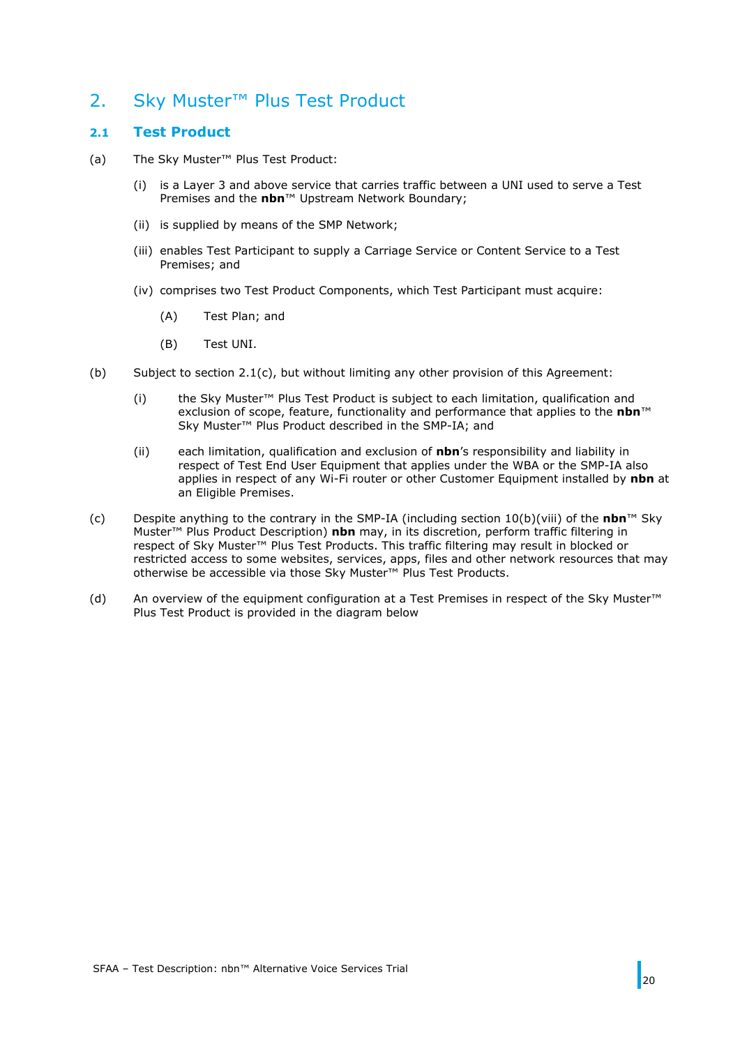# 2. Sky Muster™ Plus Test Product

## 2.1 Test Product

(a) The Sky Muster™ Plus Test Product:

(i) is a Layer 3 and above service that carries traffic between a UNI used to serve a Test Premises and the **nbn**™ Upstream Network Boundary;

(ii) is supplied by means of the SMP Network;

(iii) enables Test Participant to supply a Carriage Service or Content Service to a Test Premises; and

(iv) comprises two Test Product Components, which Test Participant must acquire:

(A) Test Plan; and

(B) Test UNI.

(b) Subject to section 2.1(c), but without limiting any other provision of this Agreement:

(i) the Sky Muster™ Plus Test Product is subject to each limitation, qualification and exclusion of scope, feature, functionality and performance that applies to the **nbn**™ Sky Muster™ Plus Product described in the SMP-IA; and

(ii) each limitation, qualification and exclusion of **nbn**'s responsibility and liability in respect of Test End User Equipment that applies under the WBA or the SMP-IA also applies in respect of any Wi-Fi router or other Customer Equipment installed by **nbn** at an Eligible Premises.

(c) Despite anything to the contrary in the SMP-IA (including section 10(b)(viii) of the **nbn**™ Sky Muster™ Plus Product Description) **nbn** may, in its discretion, perform traffic filtering in respect of Sky Muster™ Plus Test Products. This traffic filtering may result in blocked or restricted access to some websites, services, apps, files and other network resources that may otherwise be accessible via those Sky Muster™ Plus Test Products.

(d) An overview of the equipment configuration at a Test Premises in respect of the Sky Muster™ Plus Test Product is provided in the diagram below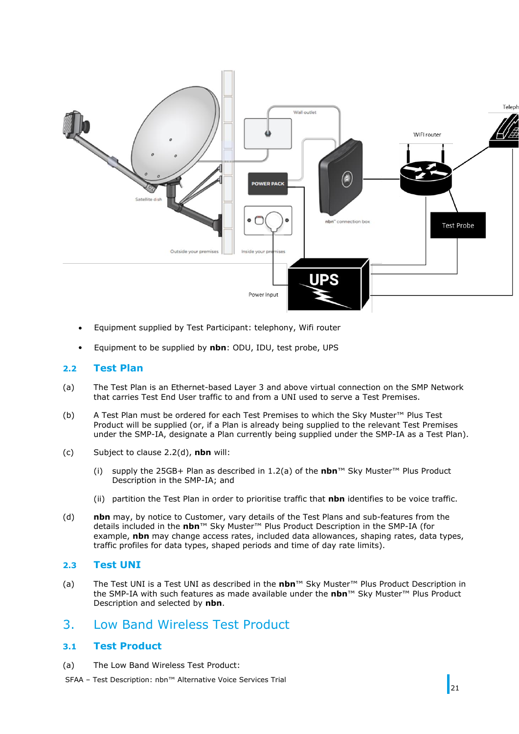- Equipment supplied by Test Participant: telephony, Wifi router
- Equipment to be supplied by **nbn**: ODU, IDU, test probe, UPS

## 2.2 Test Plan

(a) The Test Plan is an Ethernet-based Layer 3 and above virtual connection on the SMP Network that carries Test End User traffic to and from a UNI used to serve a Test Premises.

(b) A Test Plan must be ordered for each Test Premises to which the Sky Muster™ Plus Test Product will be supplied (or, if a Plan is already being supplied to the relevant Test Premises under the SMP-IA, designate a Plan currently being supplied under the SMP-IA as a Test Plan).

(c) Subject to clause 2.2(d), **nbn** will:

(i) supply the 25GB+ Plan as described in 1.2(a) of the **nbn**™ Sky Muster™ Plus Product Description in the SMP-IA; and

(ii) partition the Test Plan in order to prioritise traffic that **nbn** identifies to be voice traffic.

(d) **nbn** may, by notice to Customer, vary details of the Test Plans and sub-features from the details included in the **nbn**™ Sky Muster™ Plus Product Description in the SMP-IA (for example, **nbn** may change access rates, included data allowances, shaping rates, data types, traffic profiles for data types, shaped periods and time of day rate limits).

## 2.3 Test UNI

(a) The Test UNI is a Test UNI as described in the **nbn**™ Sky Muster™ Plus Product Description in the SMP-IA with such features as made available under the **nbn**™ Sky Muster™ Plus Product Description and selected by **nbn**.

# 3. Low Band Wireless Test Product

## 3.1 Test Product

(a) The Low Band Wireless Test Product: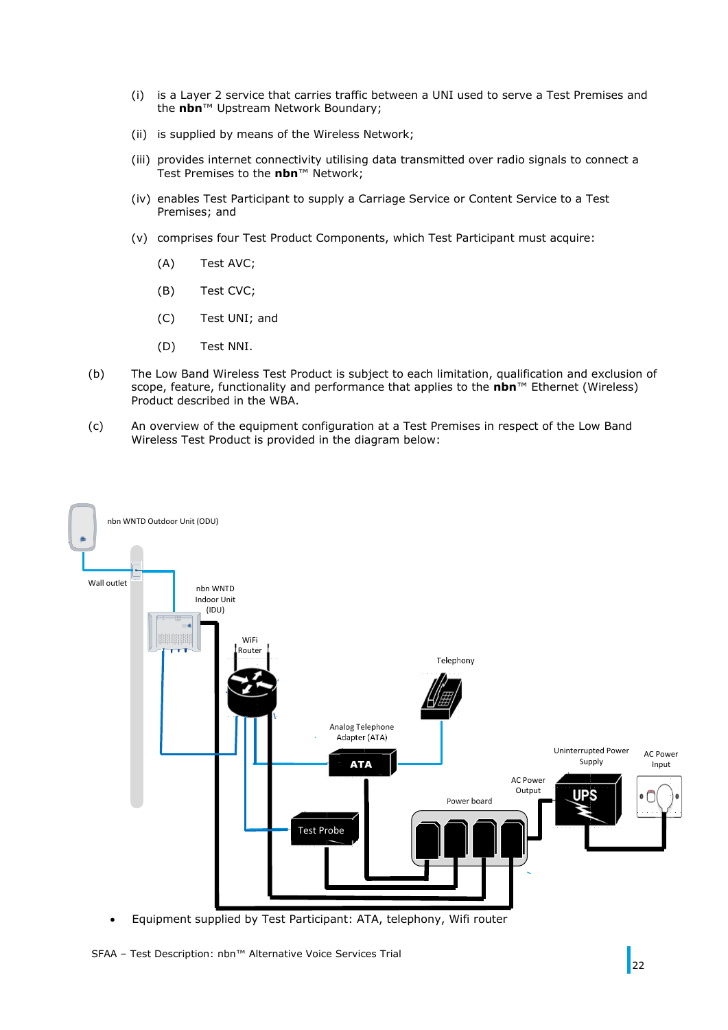(i) is a Layer 2 service that carries traffic between a UNI used to serve a Test Premises and the **nbn**™ Upstream Network Boundary;

(ii) is supplied by means of the Wireless Network;

(iii) provides internet connectivity utilising data transmitted over radio signals to connect a Test Premises to the **nbn**™ Network;

(iv) enables Test Participant to supply a Carriage Service or Content Service to a Test Premises; and

(v) comprises four Test Product Components, which Test Participant must acquire:

(A) Test AVC;

(B) Test CVC;

(C) Test UNI; and

(D) Test NNI.

(b) The Low Band Wireless Test Product is subject to each limitation, qualification and exclusion of scope, feature, functionality and performance that applies to the **nbn**™ Ethernet (Wireless) Product described in the WBA.

(c) An overview of the equipment configuration at a Test Premises in respect of the Low Band Wireless Test Product is provided in the diagram below:

- Equipment supplied by Test Participant: ATA, telephony, Wifi router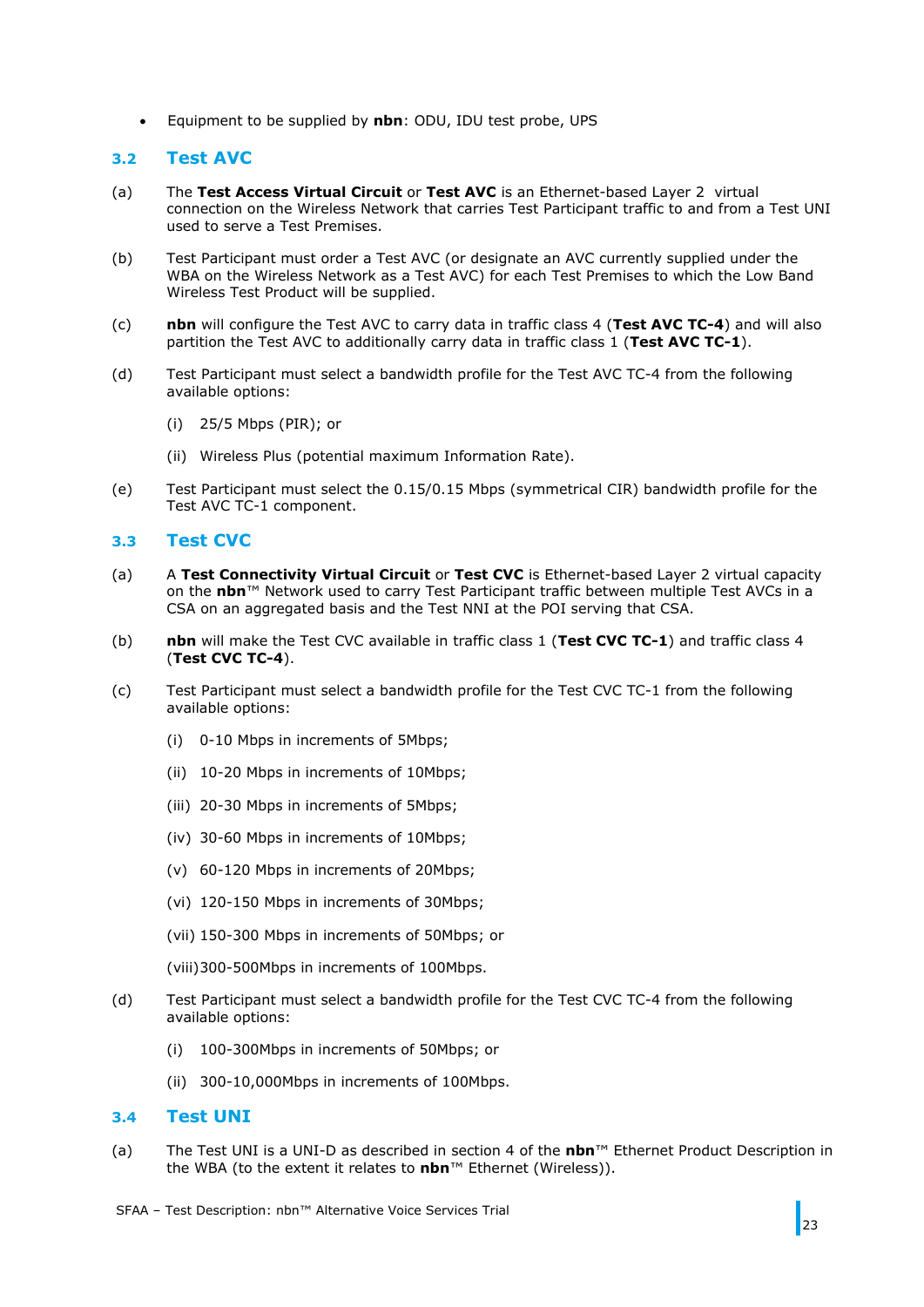- Equipment to be supplied by **nbn**: ODU, IDU test probe, UPS

## 3.2 Test AVC

(a) The **Test Access Virtual Circuit** or **Test AVC** is an Ethernet-based Layer 2 virtual connection on the Wireless Network that carries Test Participant traffic to and from a Test UNI used to serve a Test Premises.

(b) Test Participant must order a Test AVC (or designate an AVC currently supplied under the WBA on the Wireless Network as a Test AVC) for each Test Premises to which the Low Band Wireless Test Product will be supplied.

(c) **nbn** will configure the Test AVC to carry data in traffic class 4 (**Test AVC TC-4**) and will also partition the Test AVC to additionally carry data in traffic class 1 (**Test AVC TC-1**).

(d) Test Participant must select a bandwidth profile for the Test AVC TC-4 from the following available options:

  (i) 25/5 Mbps (PIR); or

  (ii) Wireless Plus (potential maximum Information Rate).

(e) Test Participant must select the 0.15/0.15 Mbps (symmetrical CIR) bandwidth profile for the Test AVC TC-1 component.

## 3.3 Test CVC

(a) A **Test Connectivity Virtual Circuit** or **Test CVC** is Ethernet-based Layer 2 virtual capacity on the **nbn**™ Network used to carry Test Participant traffic between multiple Test AVCs in a CSA on an aggregated basis and the Test NNI at the POI serving that CSA.

(b) **nbn** will make the Test CVC available in traffic class 1 (**Test CVC TC-1**) and traffic class 4 (**Test CVC TC-4**).

(c) Test Participant must select a bandwidth profile for the Test CVC TC-1 from the following available options:

  (i) 0-10 Mbps in increments of 5Mbps;

  (ii) 10-20 Mbps in increments of 10Mbps;

  (iii) 20-30 Mbps in increments of 5Mbps;

  (iv) 30-60 Mbps in increments of 10Mbps;

  (v) 60-120 Mbps in increments of 20Mbps;

  (vi) 120-150 Mbps in increments of 30Mbps;

  (vii) 150-300 Mbps in increments of 50Mbps; or

  (viii) 300-500Mbps in increments of 100Mbps.

(d) Test Participant must select a bandwidth profile for the Test CVC TC-4 from the following available options:

  (i) 100-300Mbps in increments of 50Mbps; or

  (ii) 300-10,000Mbps in increments of 100Mbps.

## 3.4 Test UNI

(a) The Test UNI is a UNI-D as described in section 4 of the **nbn**™ Ethernet Product Description in the WBA (to the extent it relates to **nbn**™ Ethernet (Wireless)).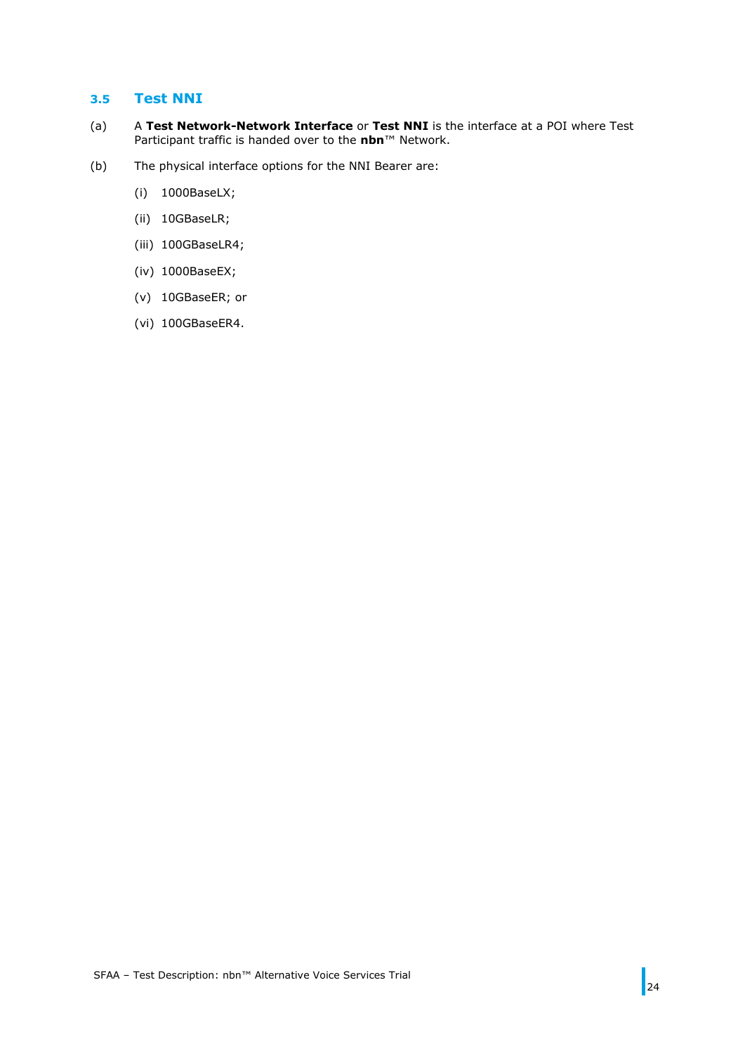### 3.5 Test NNI

(a) A **Test Network-Network Interface** or **Test NNI** is the interface at a POI where Test Participant traffic is handed over to the **nbn**™ Network.

(b) The physical interface options for the NNI Bearer are:

(i) 1000BaseLX;

(ii) 10GBaseLR;

(iii) 100GBaseLR4;

(iv) 1000BaseEX;

(v) 10GBaseER; or

(vi) 100GBaseER4.